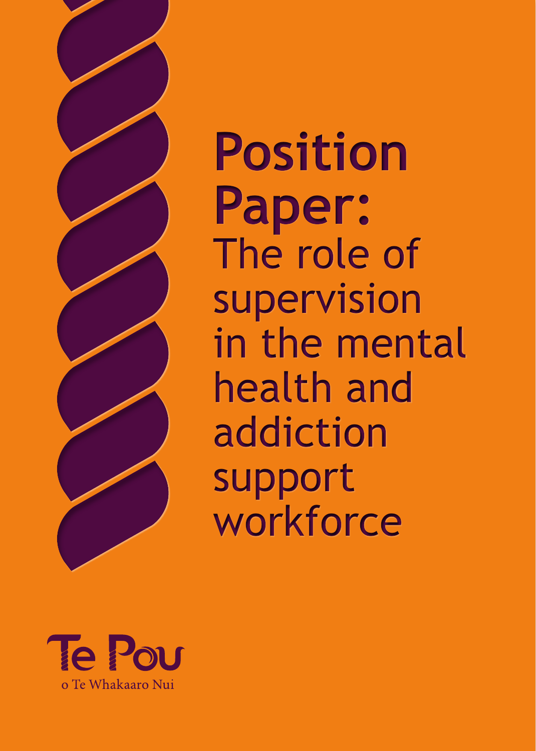# Position Paper: The role of supervision in the mental health and addiction support workforce

Te Pou

o Te Whakaaro Nui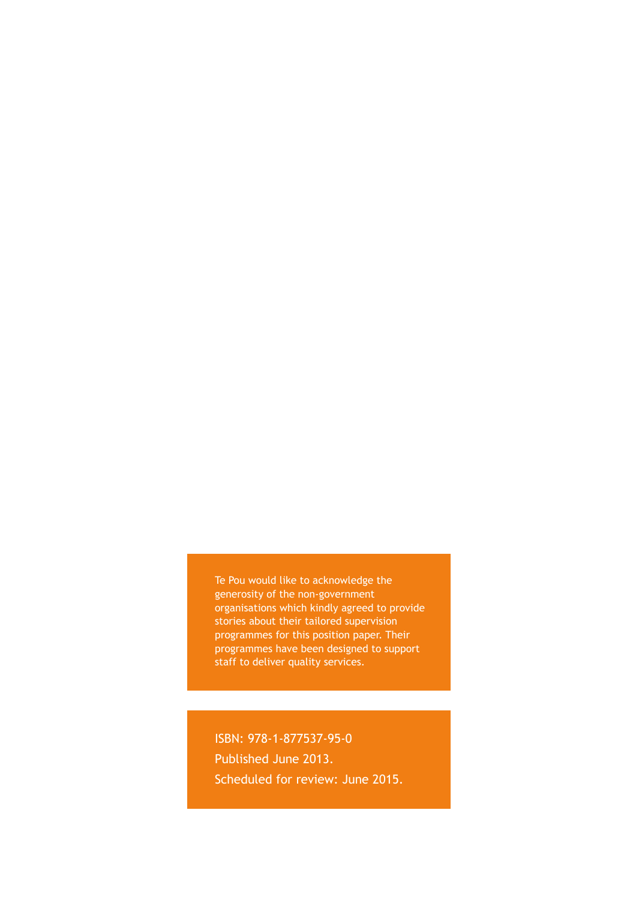Te Pou would like to acknowledge the generosity of the non-government organisations which kindly agreed to provide stories about their tailored supervision programmes for this position paper. Their programmes have been designed to support staff to deliver quality services.

ISBN: 978-1-877537-95-0

Published June 2013.

Scheduled for review: June 2015.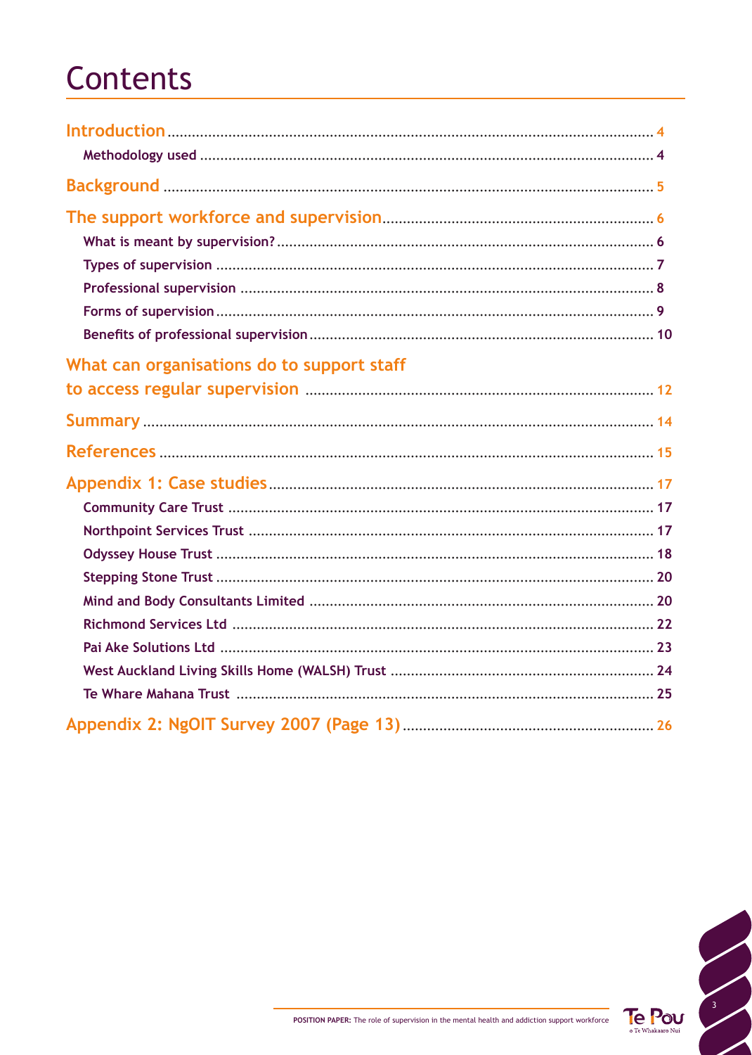# Contents

- Introduction ... 4
  - Methodology used ... 4
- Background ... 5
- The support workforce and supervision ... 6
  - What is meant by supervision? ... 6
  - Types of supervision ... 7
  - Professional supervision ... 8
  - Forms of supervision ... 9
  - Benefits of professional supervision ... 10
- What can organisations do to support staff to access regular supervision ... 12
- Summary ... 14
- References ... 15
- Appendix 1: Case studies ... 17
  - Community Care Trust ... 17
  - Northpoint Services Trust ... 17
  - Odyssey House Trust ... 18
  - Stepping Stone Trust ... 20
  - Mind and Body Consultants Limited ... 20
  - Richmond Services Ltd ... 22
  - Pai Ake Solutions Ltd ... 23
  - West Auckland Living Skills Home (WALSH) Trust ... 24
  - Te Whare Mahana Trust ... 25
- Appendix 2: NgOIT Survey 2007 (Page 13) ... 26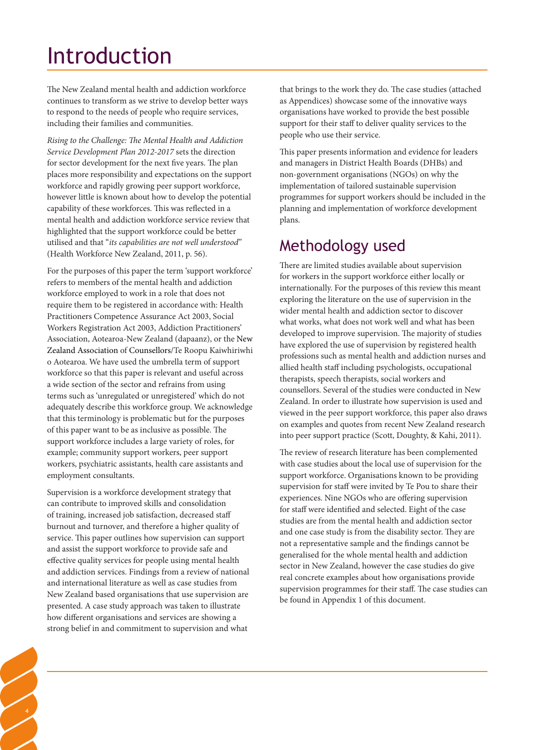# Introduction

The New Zealand mental health and addiction workforce continues to transform as we strive to develop better ways to respond to the needs of people who require services, including their families and communities.

*Rising to the Challenge: The Mental Health and Addiction Service Development Plan 2012-2017* sets the direction for sector development for the next five years. The plan places more responsibility and expectations on the support workforce and rapidly growing peer support workforce, however little is known about how to develop the potential capability of these workforces. This was reflected in a mental health and addiction workforce service review that highlighted that the support workforce could be better utilised and that "*its capabilities are not well understood*" (Health Workforce New Zealand, 2011, p. 56).

For the purposes of this paper the term 'support workforce' refers to members of the mental health and addiction workforce employed to work in a role that does not require them to be registered in accordance with: Health Practitioners Competence Assurance Act 2003, Social Workers Registration Act 2003, Addiction Practitioners' Association, Aotearoa-New Zealand (dapaanz), or the New Zealand Association of Counsellors/Te Roopu Kaiwhiriwhi o Aotearoa. We have used the umbrella term of support workforce so that this paper is relevant and useful across a wide section of the sector and refrains from using terms such as 'unregulated or unregistered' which do not adequately describe this workforce group. We acknowledge that this terminology is problematic but for the purposes of this paper want to be as inclusive as possible. The support workforce includes a large variety of roles, for example; community support workers, peer support workers, psychiatric assistants, health care assistants and employment consultants.

Supervision is a workforce development strategy that can contribute to improved skills and consolidation of training, increased job satisfaction, decreased staff burnout and turnover, and therefore a higher quality of service. This paper outlines how supervision can support and assist the support workforce to provide safe and effective quality services for people using mental health and addiction services. Findings from a review of national and international literature as well as case studies from New Zealand based organisations that use supervision are presented. A case study approach was taken to illustrate how different organisations and services are showing a strong belief in and commitment to supervision and what that brings to the work they do. The case studies (attached as Appendices) showcase some of the innovative ways organisations have worked to provide the best possible support for their staff to deliver quality services to the people who use their service.

This paper presents information and evidence for leaders and managers in District Health Boards (DHBs) and non-government organisations (NGOs) on why the implementation of tailored sustainable supervision programmes for support workers should be included in the planning and implementation of workforce development plans.

## Methodology used

There are limited studies available about supervision for workers in the support workforce either locally or internationally. For the purposes of this review this meant exploring the literature on the use of supervision in the wider mental health and addiction sector to discover what works, what does not work well and what has been developed to improve supervision. The majority of studies have explored the use of supervision by registered health professions such as mental health and addiction nurses and allied health staff including psychologists, occupational therapists, speech therapists, social workers and counsellors. Several of the studies were conducted in New Zealand. In order to illustrate how supervision is used and viewed in the peer support workforce, this paper also draws on examples and quotes from recent New Zealand research into peer support practice (Scott, Doughty, & Kahi, 2011).

The review of research literature has been complemented with case studies about the local use of supervision for the support workforce. Organisations known to be providing supervision for staff were invited by Te Pou to share their experiences. Nine NGOs who are offering supervision for staff were identified and selected. Eight of the case studies are from the mental health and addiction sector and one case study is from the disability sector. They are not a representative sample and the findings cannot be generalised for the whole mental health and addiction sector in New Zealand, however the case studies do give real concrete examples about how organisations provide supervision programmes for their staff. The case studies can be found in Appendix 1 of this document.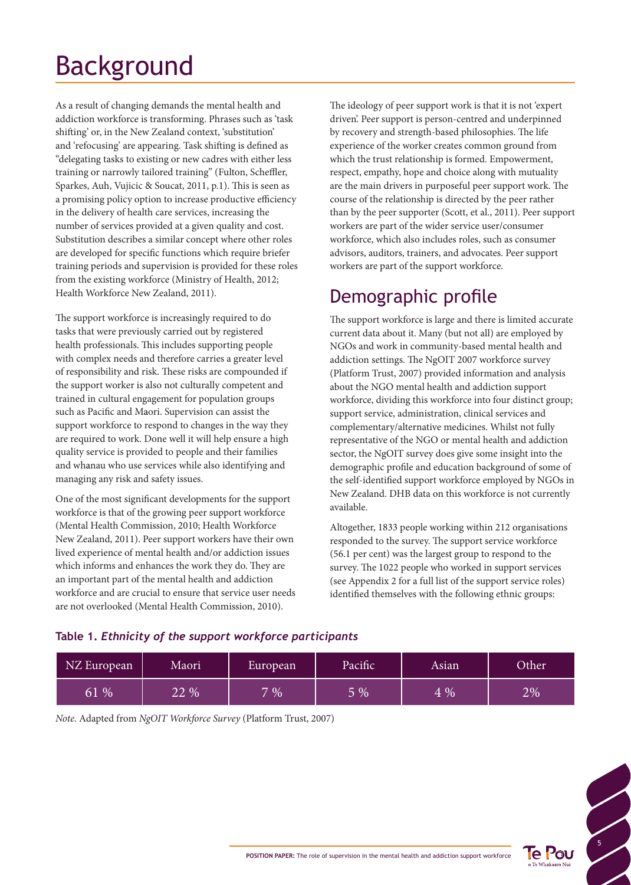# Background

As a result of changing demands the mental health and addiction workforce is transforming. Phrases such as 'task shifting' or, in the New Zealand context, 'substitution' and 'refocusing' are appearing. Task shifting is defined as "delegating tasks to existing or new cadres with either less training or narrowly tailored training" (Fulton, Scheffler, Sparkes, Auh, Vujicic & Soucat, 2011, p.1). This is seen as a promising policy option to increase productive efficiency in the delivery of health care services, increasing the number of services provided at a given quality and cost. Substitution describes a similar concept where other roles are developed for specific functions which require briefer training periods and supervision is provided for these roles from the existing workforce (Ministry of Health, 2012; Health Workforce New Zealand, 2011).

The support workforce is increasingly required to do tasks that were previously carried out by registered health professionals. This includes supporting people with complex needs and therefore carries a greater level of responsibility and risk. These risks are compounded if the support worker is also not culturally competent and trained in cultural engagement for population groups such as Pacific and Maori. Supervision can assist the support workforce to respond to changes in the way they are required to work. Done well it will help ensure a high quality service is provided to people and their families and whanau who use services while also identifying and managing any risk and safety issues.

One of the most significant developments for the support workforce is that of the growing peer support workforce (Mental Health Commission, 2010; Health Workforce New Zealand, 2011). Peer support workers have their own lived experience of mental health and/or addiction issues which informs and enhances the work they do. They are an important part of the mental health and addiction workforce and are crucial to ensure that service user needs are not overlooked (Mental Health Commission, 2010).

The ideology of peer support work is that it is not 'expert driven'. Peer support is person-centred and underpinned by recovery and strength-based philosophies. The life experience of the worker creates common ground from which the trust relationship is formed. Empowerment, respect, empathy, hope and choice along with mutuality are the main drivers in purposeful peer support work. The course of the relationship is directed by the peer rather than by the peer supporter (Scott, et al., 2011). Peer support workers are part of the wider service user/consumer workforce, which also includes roles, such as consumer advisors, auditors, trainers, and advocates. Peer support workers are part of the support workforce.

## Demographic profile

The support workforce is large and there is limited accurate current data about it. Many (but not all) are employed by NGOs and work in community-based mental health and addiction settings. The NgOIT 2007 workforce survey (Platform Trust, 2007) provided information and analysis about the NGO mental health and addiction support workforce, dividing this workforce into four distinct group; support service, administration, clinical services and complementary/alternative medicines. Whilst not fully representative of the NGO or mental health and addiction sector, the NgOIT survey does give some insight into the demographic profile and education background of some of the self-identified support workforce employed by NGOs in New Zealand. DHB data on this workforce is not currently available.

Altogether, 1833 people working within 212 organisations responded to the survey. The support service workforce (56.1 per cent) was the largest group to respond to the survey. The 1022 people who worked in support services (see Appendix 2 for a full list of the support service roles) identified themselves with the following ethnic groups:

**Table 1.** ***Ethnicity of the support workforce participants***

| NZ European | Maori | European | Pacific | Asian | Other |
|---|---|---|---|---|---|
| 61 % | 22 % | 7 % | 5 % | 4 % | 2% |

*Note.* Adapted from *NgOIT Workforce Survey* (Platform Trust, 2007)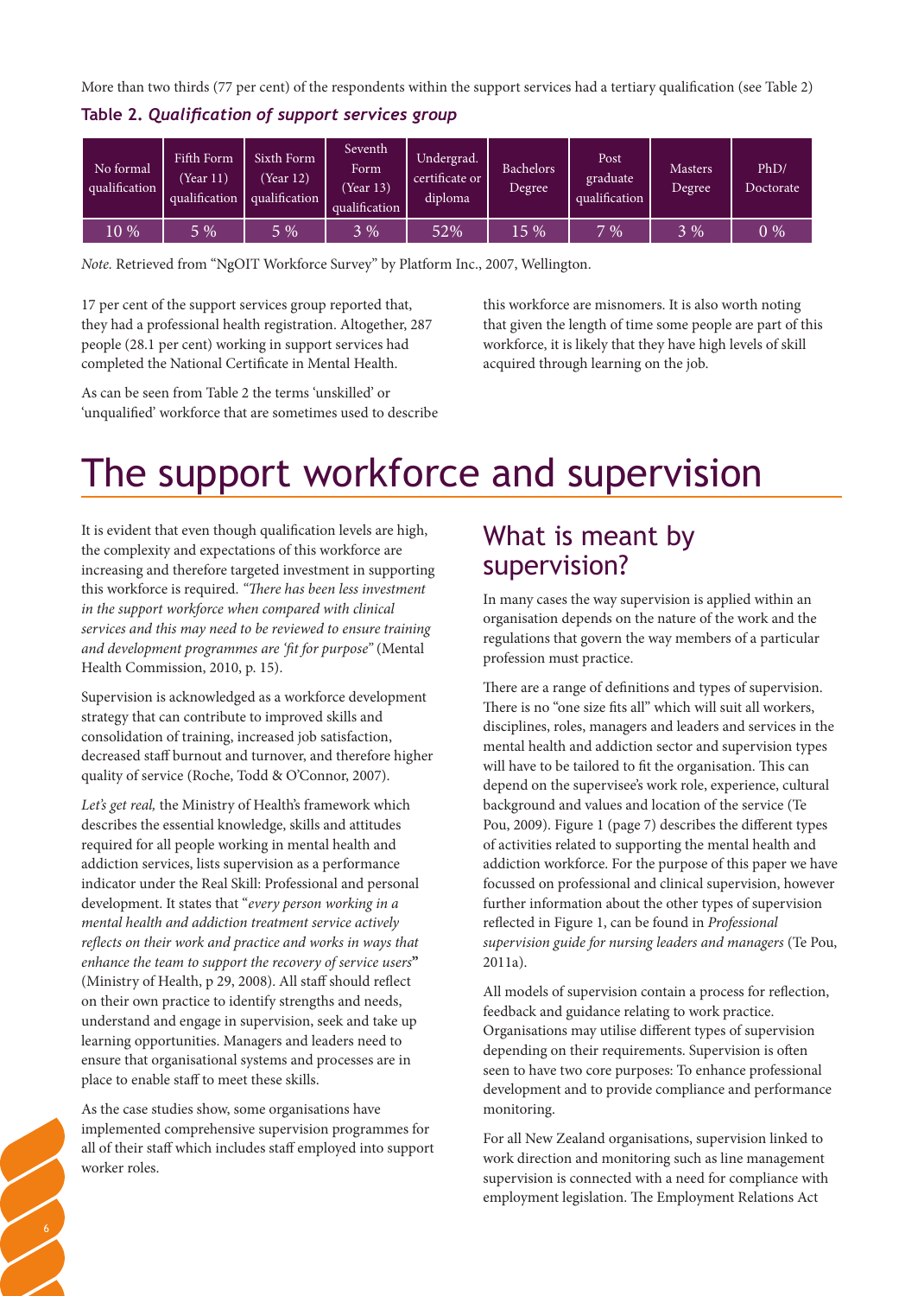More than two thirds (77 per cent) of the respondents within the support services had a tertiary qualification (see Table 2)

**Table 2.** ***Qualification of support services group***

| No formal qualification | Fifth Form (Year 11) qualification | Sixth Form (Year 12) qualification | Seventh Form (Year 13) qualification | Undergrad. certificate or diploma | Bachelors Degree | Post graduate qualification | Masters Degree | PhD/ Doctorate |
|---|---|---|---|---|---|---|---|---|
| 10 % | 5 % | 5 % | 3 % | 52% | 15 % | 7 % | 3 % | 0 % |

*Note.* Retrieved from "NgOIT Workforce Survey" by Platform Inc., 2007, Wellington.

17 per cent of the support services group reported that, they had a professional health registration. Altogether, 287 people (28.1 per cent) working in support services had completed the National Certificate in Mental Health.

As can be seen from Table 2 the terms 'unskilled' or 'unqualified' workforce that are sometimes used to describe this workforce are misnomers. It is also worth noting that given the length of time some people are part of this workforce, it is likely that they have high levels of skill acquired through learning on the job.

# The support workforce and supervision

It is evident that even though qualification levels are high, the complexity and expectations of this workforce are increasing and therefore targeted investment in supporting this workforce is required. *"There has been less investment in the support workforce when compared with clinical services and this may need to be reviewed to ensure training and development programmes are 'fit for purpose"* (Mental Health Commission, 2010, p. 15).

Supervision is acknowledged as a workforce development strategy that can contribute to improved skills and consolidation of training, increased job satisfaction, decreased staff burnout and turnover, and therefore higher quality of service (Roche, Todd & O'Connor, 2007).

*Let's get real,* the Ministry of Health's framework which describes the essential knowledge, skills and attitudes required for all people working in mental health and addiction services, lists supervision as a performance indicator under the Real Skill: Professional and personal development. It states that "*every person working in a mental health and addiction treatment service actively reflects on their work and practice and works in ways that enhance the team to support the recovery of service users*" (Ministry of Health, p 29, 2008). All staff should reflect on their own practice to identify strengths and needs, understand and engage in supervision, seek and take up learning opportunities. Managers and leaders need to ensure that organisational systems and processes are in place to enable staff to meet these skills.

As the case studies show, some organisations have implemented comprehensive supervision programmes for all of their staff which includes staff employed into support worker roles.

## What is meant by supervision?

In many cases the way supervision is applied within an organisation depends on the nature of the work and the regulations that govern the way members of a particular profession must practice.

There are a range of definitions and types of supervision. There is no "one size fits all" which will suit all workers, disciplines, roles, managers and leaders and services in the mental health and addiction sector and supervision types will have to be tailored to fit the organisation. This can depend on the supervisee's work role, experience, cultural background and values and location of the service (Te Pou, 2009). Figure 1 (page 7) describes the different types of activities related to supporting the mental health and addiction workforce. For the purpose of this paper we have focussed on professional and clinical supervision, however further information about the other types of supervision reflected in Figure 1, can be found in *Professional supervision guide for nursing leaders and managers* (Te Pou, 2011a).

All models of supervision contain a process for reflection, feedback and guidance relating to work practice. Organisations may utilise different types of supervision depending on their requirements. Supervision is often seen to have two core purposes: To enhance professional development and to provide compliance and performance monitoring.

For all New Zealand organisations, supervision linked to work direction and monitoring such as line management supervision is connected with a need for compliance with employment legislation. The Employment Relations Act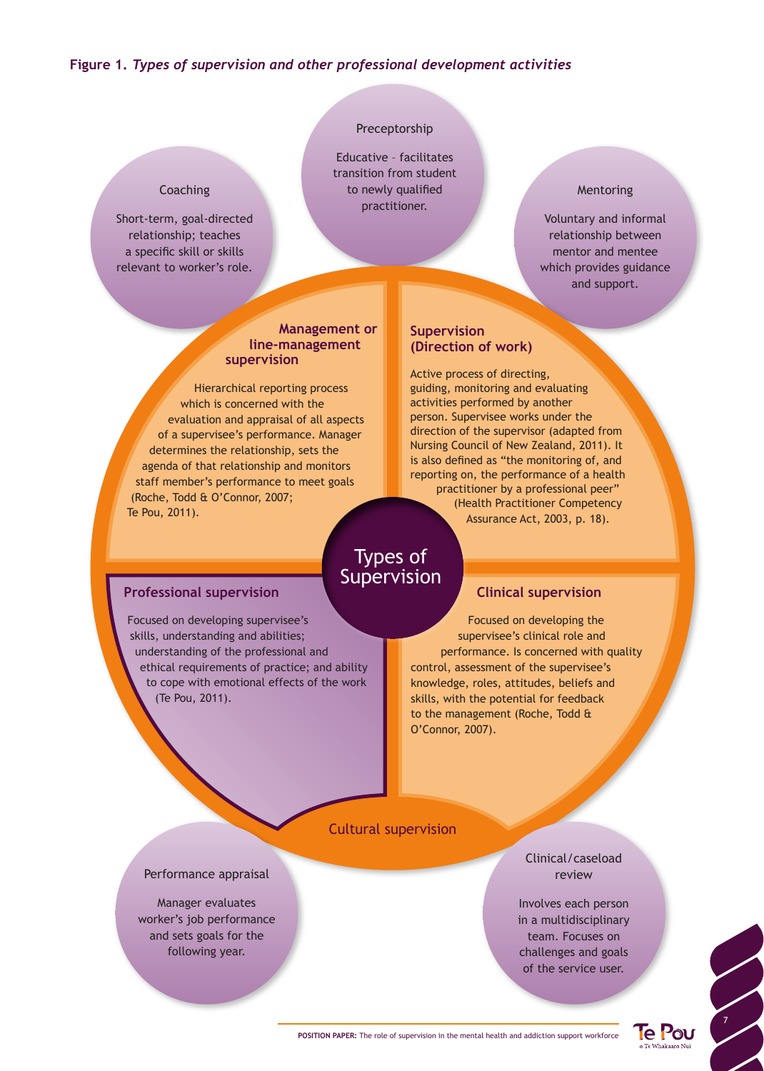**Figure 1.** ***Types of supervision and other professional development activities***

### Coaching

Short-term, goal-directed relationship; teaches a specific skill or skills relevant to worker's role.

### Preceptorship

Educative – facilitates transition from student to newly qualified practitioner.

### Mentoring

Voluntary and informal relationship between mentor and mentee which provides guidance and support.

## Types of Supervision

### Management or line-management supervision

Hierarchical reporting process which is concerned with the evaluation and appraisal of all aspects of a supervisee's performance. Manager determines the relationship, sets the agenda of that relationship and monitors staff member's performance to meet goals (Roche, Todd & O'Connor, 2007; Te Pou, 2011).

### Supervision (Direction of work)

Active process of directing, guiding, monitoring and evaluating activities performed by another person. Supervisee works under the direction of the supervisor (adapted from Nursing Council of New Zealand, 2011). It is also defined as "the monitoring of, and reporting on, the performance of a health practitioner by a professional peer" (Health Practitioner Competency Assurance Act, 2003, p. 18).

### Professional supervision

Focused on developing supervisee's skills, understanding and abilities; understanding of the professional and ethical requirements of practice; and ability to cope with emotional effects of the work (Te Pou, 2011).

### Clinical supervision

Focused on developing the supervisee's clinical role and performance. Is concerned with quality control, assessment of the supervisee's knowledge, roles, attitudes, beliefs and skills, with the potential for feedback to the management (Roche, Todd & O'Connor, 2007).

### Cultural supervision

### Performance appraisal

Manager evaluates worker's job performance and sets goals for the following year.

### Clinical/caseload review

Involves each person in a multidisciplinary team. Focuses on challenges and goals of the service user.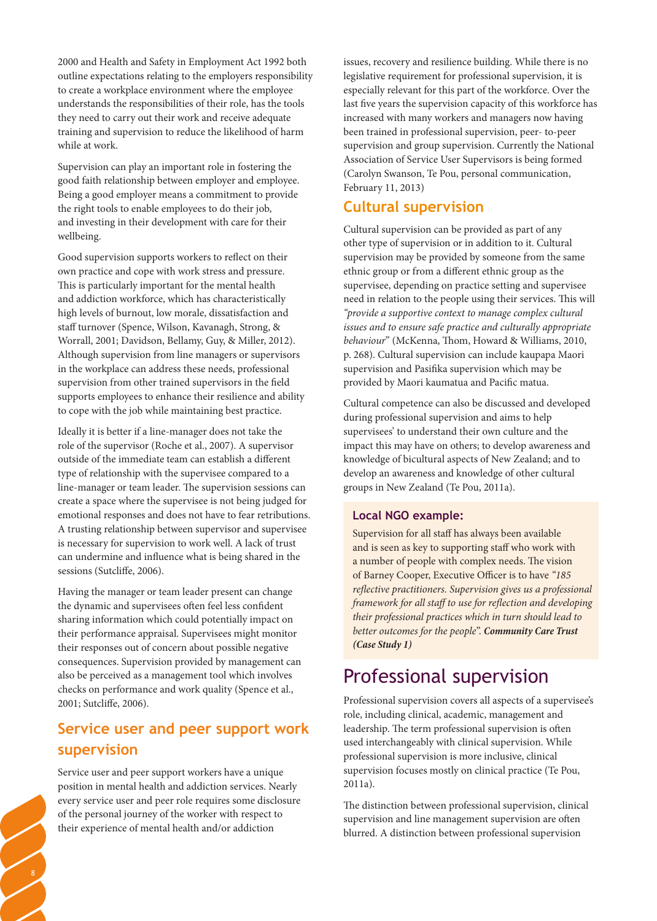2000 and Health and Safety in Employment Act 1992 both outline expectations relating to the employers responsibility to create a workplace environment where the employee understands the responsibilities of their role, has the tools they need to carry out their work and receive adequate training and supervision to reduce the likelihood of harm while at work.

Supervision can play an important role in fostering the good faith relationship between employer and employee. Being a good employer means a commitment to provide the right tools to enable employees to do their job, and investing in their development with care for their wellbeing.

Good supervision supports workers to reflect on their own practice and cope with work stress and pressure. This is particularly important for the mental health and addiction workforce, which has characteristically high levels of burnout, low morale, dissatisfaction and staff turnover (Spence, Wilson, Kavanagh, Strong, & Worrall, 2001; Davidson, Bellamy, Guy, & Miller, 2012). Although supervision from line managers or supervisors in the workplace can address these needs, professional supervision from other trained supervisors in the field supports employees to enhance their resilience and ability to cope with the job while maintaining best practice.

Ideally it is better if a line-manager does not take the role of the supervisor (Roche et al., 2007). A supervisor outside of the immediate team can establish a different type of relationship with the supervisee compared to a line-manager or team leader. The supervision sessions can create a space where the supervisee is not being judged for emotional responses and does not have to fear retributions. A trusting relationship between supervisor and supervisee is necessary for supervision to work well. A lack of trust can undermine and influence what is being shared in the sessions (Sutcliffe, 2006).

Having the manager or team leader present can change the dynamic and supervisees often feel less confident sharing information which could potentially impact on their performance appraisal. Supervisees might monitor their responses out of concern about possible negative consequences. Supervision provided by management can also be perceived as a management tool which involves checks on performance and work quality (Spence et al., 2001; Sutcliffe, 2006).

## Service user and peer support work supervision

Service user and peer support workers have a unique position in mental health and addiction services. Nearly every service user and peer role requires some disclosure of the personal journey of the worker with respect to their experience of mental health and/or addiction issues, recovery and resilience building. While there is no legislative requirement for professional supervision, it is especially relevant for this part of the workforce. Over the last five years the supervision capacity of this workforce has increased with many workers and managers now having been trained in professional supervision, peer- to-peer supervision and group supervision. Currently the National Association of Service User Supervisors is being formed (Carolyn Swanson, Te Pou, personal communication, February 11, 2013)

## Cultural supervision

Cultural supervision can be provided as part of any other type of supervision or in addition to it. Cultural supervision may be provided by someone from the same ethnic group or from a different ethnic group as the supervisee, depending on practice setting and supervisee need in relation to the people using their services. This will *"provide a supportive context to manage complex cultural issues and to ensure safe practice and culturally appropriate behaviour"* (McKenna, Thom, Howard & Williams, 2010, p. 268). Cultural supervision can include kaupapa Maori supervision and Pasifika supervision which may be provided by Maori kaumatua and Pacific matua.

Cultural competence can also be discussed and developed during professional supervision and aims to help supervisees' to understand their own culture and the impact this may have on others; to develop awareness and knowledge of bicultural aspects of New Zealand; and to develop an awareness and knowledge of other cultural groups in New Zealand (Te Pou, 2011a).

### Local NGO example:

Supervision for all staff has always been available and is seen as key to supporting staff who work with a number of people with complex needs. The vision of Barney Cooper, Executive Officer is to have *"185 reflective practitioners. Supervision gives us a professional framework for all staff to use for reflection and developing their professional practices which in turn should lead to better outcomes for the people".* ***Community Care Trust (Case Study 1)***

# Professional supervision

Professional supervision covers all aspects of a supervisee's role, including clinical, academic, management and leadership. The term professional supervision is often used interchangeably with clinical supervision. While professional supervision is more inclusive, clinical supervision focuses mostly on clinical practice (Te Pou, 2011a).

The distinction between professional supervision, clinical supervision and line management supervision are often blurred. A distinction between professional supervision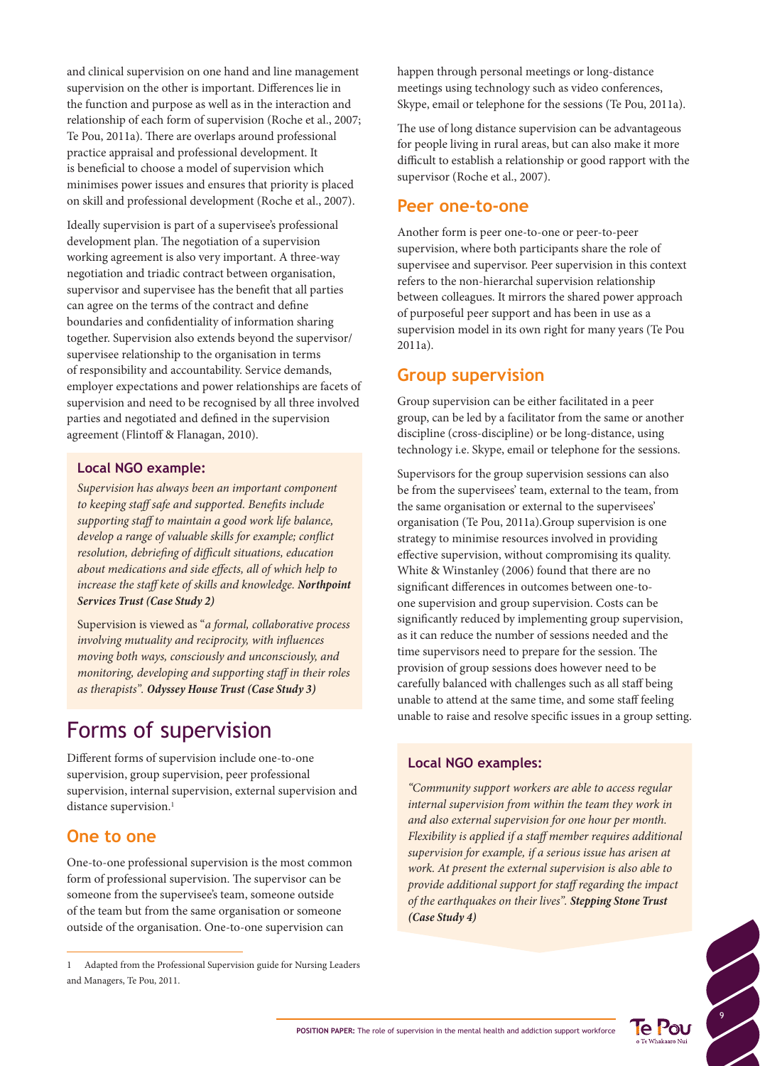and clinical supervision on one hand and line management supervision on the other is important. Differences lie in the function and purpose as well as in the interaction and relationship of each form of supervision (Roche et al., 2007; Te Pou, 2011a). There are overlaps around professional practice appraisal and professional development. It is beneficial to choose a model of supervision which minimises power issues and ensures that priority is placed on skill and professional development (Roche et al., 2007).

Ideally supervision is part of a supervisee's professional development plan. The negotiation of a supervision working agreement is also very important. A three-way negotiation and triadic contract between organisation, supervisor and supervisee has the benefit that all parties can agree on the terms of the contract and define boundaries and confidentiality of information sharing together. Supervision also extends beyond the supervisor/supervisee relationship to the organisation in terms of responsibility and accountability. Service demands, employer expectations and power relationships are facets of supervision and need to be recognised by all three involved parties and negotiated and defined in the supervision agreement (Flintoff & Flanagan, 2010).

### Local NGO example:

*Supervision has always been an important component to keeping staff safe and supported. Benefits include supporting staff to maintain a good work life balance, develop a range of valuable skills for example; conflict resolution, debriefing of difficult situations, education about medications and side effects, all of which help to increase the staff kete of skills and knowledge.* ***Northpoint Services Trust (Case Study 2)***

Supervision is viewed as "*a formal, collaborative process involving mutuality and reciprocity, with influences moving both ways, consciously and unconsciously, and monitoring, developing and supporting staff in their roles as therapists*". ***Odyssey House Trust (Case Study 3)***

# Forms of supervision

Different forms of supervision include one-to-one supervision, group supervision, peer professional supervision, internal supervision, external supervision and distance supervision.[1]

## One to one

One-to-one professional supervision is the most common form of professional supervision. The supervisor can be someone from the supervisee's team, someone outside of the team but from the same organisation or someone outside of the organisation. One-to-one supervision can happen through personal meetings or long-distance meetings using technology such as video conferences, Skype, email or telephone for the sessions (Te Pou, 2011a).

The use of long distance supervision can be advantageous for people living in rural areas, but can also make it more difficult to establish a relationship or good rapport with the supervisor (Roche et al., 2007).

## Peer one-to-one

Another form is peer one-to-one or peer-to-peer supervision, where both participants share the role of supervisee and supervisor. Peer supervision in this context refers to the non-hierarchal supervision relationship between colleagues. It mirrors the shared power approach of purposeful peer support and has been in use as a supervision model in its own right for many years (Te Pou 2011a).

## Group supervision

Group supervision can be either facilitated in a peer group, can be led by a facilitator from the same or another discipline (cross-discipline) or be long-distance, using technology i.e. Skype, email or telephone for the sessions.

Supervisors for the group supervision sessions can also be from the supervisees' team, external to the team, from the same organisation or external to the supervisees' organisation (Te Pou, 2011a).Group supervision is one strategy to minimise resources involved in providing effective supervision, without compromising its quality. White & Winstanley (2006) found that there are no significant differences in outcomes between one-to-one supervision and group supervision. Costs can be significantly reduced by implementing group supervision, as it can reduce the number of sessions needed and the time supervisors need to prepare for the session. The provision of group sessions does however need to be carefully balanced with challenges such as all staff being unable to attend at the same time, and some staff feeling unable to raise and resolve specific issues in a group setting.

### Local NGO examples:

*"Community support workers are able to access regular internal supervision from within the team they work in and also external supervision for one hour per month. Flexibility is applied if a staff member requires additional supervision for example, if a serious issue has arisen at work. At present the external supervision is also able to provide additional support for staff regarding the impact of the earthquakes on their lives".* ***Stepping Stone Trust (Case Study 4)***

---

1 Adapted from the Professional Supervision guide for Nursing Leaders and Managers, Te Pou, 2011.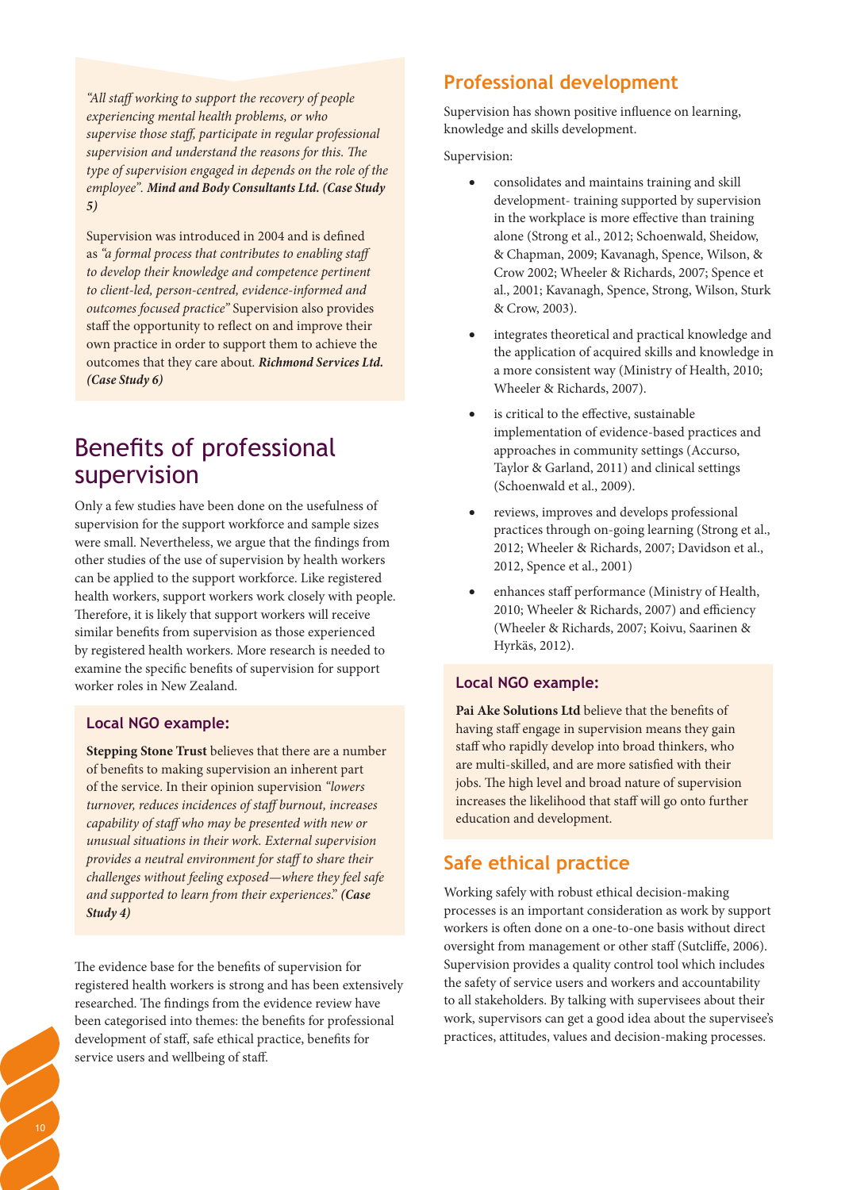*"All staff working to support the recovery of people experiencing mental health problems, or who supervise those staff, participate in regular professional supervision and understand the reasons for this. The type of supervision engaged in depends on the role of the employee".* ***Mind and Body Consultants Ltd. (Case Study 5)***

Supervision was introduced in 2004 and is defined as *"a formal process that contributes to enabling staff to develop their knowledge and competence pertinent to client-led, person-centred, evidence-informed and outcomes focused practice"* Supervision also provides staff the opportunity to reflect on and improve their own practice in order to support them to achieve the outcomes that they care about. ***Richmond Services Ltd. (Case Study 6)***

# Benefits of professional supervision

Only a few studies have been done on the usefulness of supervision for the support workforce and sample sizes were small. Nevertheless, we argue that the findings from other studies of the use of supervision by health workers can be applied to the support workforce. Like registered health workers, support workers work closely with people. Therefore, it is likely that support workers will receive similar benefits from supervision as those experienced by registered health workers. More research is needed to examine the specific benefits of supervision for support worker roles in New Zealand.

### Local NGO example:

**Stepping Stone Trust** believes that there are a number of benefits to making supervision an inherent part of the service. In their opinion supervision *"lowers turnover, reduces incidences of staff burnout, increases capability of staff who may be presented with new or unusual situations in their work. External supervision provides a neutral environment for staff to share their challenges without feeling exposed—where they feel safe and supported to learn from their experiences."* ***(Case Study 4)***

The evidence base for the benefits of supervision for registered health workers is strong and has been extensively researched. The findings from the evidence review have been categorised into themes: the benefits for professional development of staff, safe ethical practice, benefits for service users and wellbeing of staff.

## Professional development

Supervision has shown positive influence on learning, knowledge and skills development.

Supervision:

- consolidates and maintains training and skill development- training supported by supervision in the workplace is more effective than training alone (Strong et al., 2012; Schoenwald, Sheidow, & Chapman, 2009; Kavanagh, Spence, Wilson, & Crow 2002; Wheeler & Richards, 2007; Spence et al., 2001; Kavanagh, Spence, Strong, Wilson, Sturk & Crow, 2003).
- integrates theoretical and practical knowledge and the application of acquired skills and knowledge in a more consistent way (Ministry of Health, 2010; Wheeler & Richards, 2007).
- is critical to the effective, sustainable implementation of evidence-based practices and approaches in community settings (Accurso, Taylor & Garland, 2011) and clinical settings (Schoenwald et al., 2009).
- reviews, improves and develops professional practices through on-going learning (Strong et al., 2012; Wheeler & Richards, 2007; Davidson et al., 2012, Spence et al., 2001)
- enhances staff performance (Ministry of Health, 2010; Wheeler & Richards, 2007) and efficiency (Wheeler & Richards, 2007; Koivu, Saarinen & Hyrkäs, 2012).

### Local NGO example:

**Pai Ake Solutions Ltd** believe that the benefits of having staff engage in supervision means they gain staff who rapidly develop into broad thinkers, who are multi-skilled, and are more satisfied with their jobs. The high level and broad nature of supervision increases the likelihood that staff will go onto further education and development.

## Safe ethical practice

Working safely with robust ethical decision-making processes is an important consideration as work by support workers is often done on a one-to-one basis without direct oversight from management or other staff (Sutcliffe, 2006). Supervision provides a quality control tool which includes the safety of service users and workers and accountability to all stakeholders. By talking with supervisees about their work, supervisors can get a good idea about the supervisee's practices, attitudes, values and decision-making processes.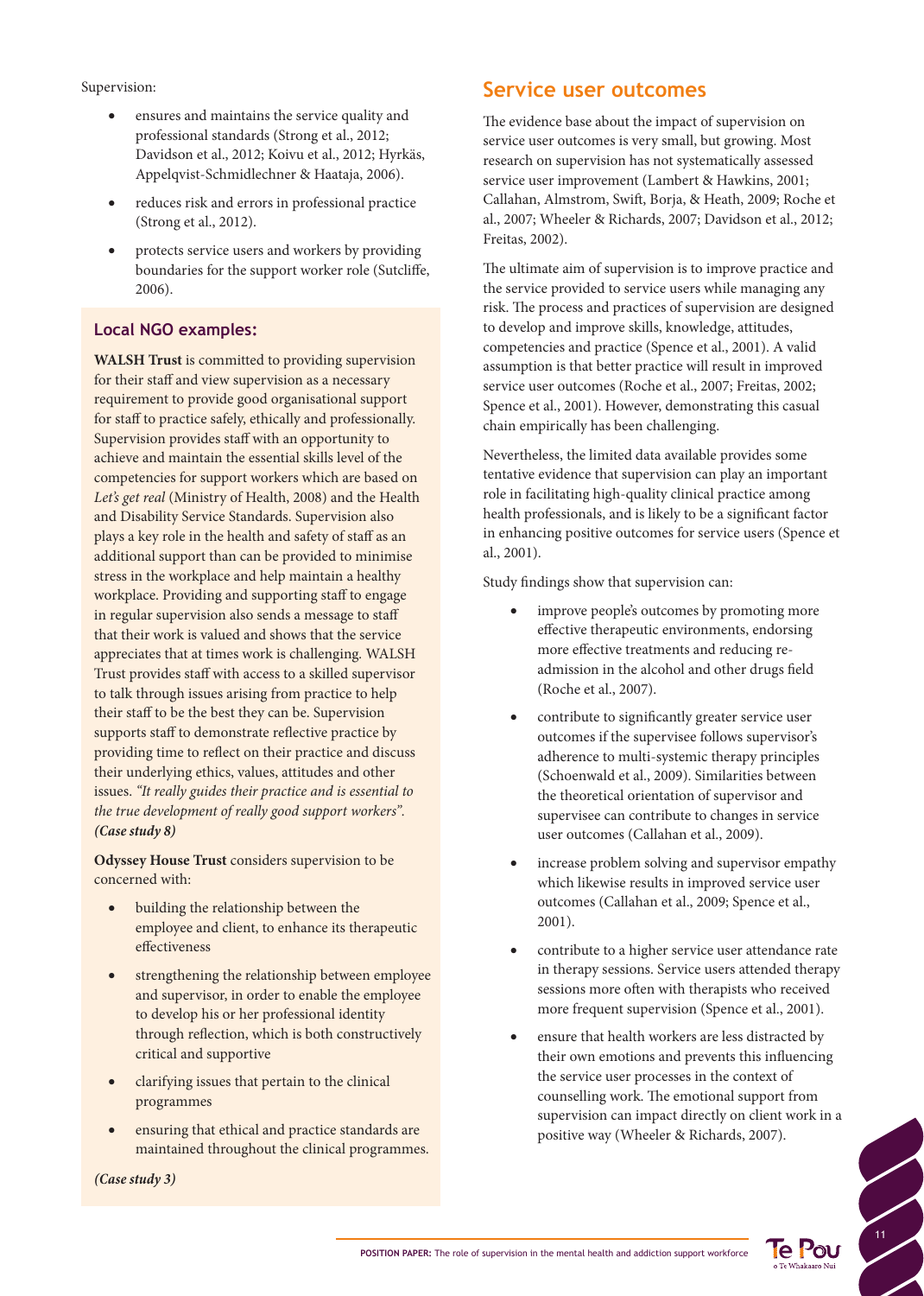Supervision:

- ensures and maintains the service quality and professional standards (Strong et al., 2012; Davidson et al., 2012; Koivu et al., 2012; Hyrkäs, Appelqvist-Schmidlechner & Haataja, 2006).
- reduces risk and errors in professional practice (Strong et al., 2012).
- protects service users and workers by providing boundaries for the support worker role (Sutcliffe, 2006).

### Local NGO examples:

**WALSH Trust** is committed to providing supervision for their staff and view supervision as a necessary requirement to provide good organisational support for staff to practice safely, ethically and professionally. Supervision provides staff with an opportunity to achieve and maintain the essential skills level of the competencies for support workers which are based on *Let's get real* (Ministry of Health, 2008) and the Health and Disability Service Standards. Supervision also plays a key role in the health and safety of staff as an additional support than can be provided to minimise stress in the workplace and help maintain a healthy workplace. Providing and supporting staff to engage in regular supervision also sends a message to staff that their work is valued and shows that the service appreciates that at times work is challenging. WALSH Trust provides staff with access to a skilled supervisor to talk through issues arising from practice to help their staff to be the best they can be. Supervision supports staff to demonstrate reflective practice by providing time to reflect on their practice and discuss their underlying ethics, values, attitudes and other issues. *"It really guides their practice and is essential to the true development of really good support workers".* ***(Case study 8)***

**Odyssey House Trust** considers supervision to be concerned with:

- building the relationship between the employee and client, to enhance its therapeutic effectiveness
- strengthening the relationship between employee and supervisor, in order to enable the employee to develop his or her professional identity through reflection, which is both constructively critical and supportive
- clarifying issues that pertain to the clinical programmes
- ensuring that ethical and practice standards are maintained throughout the clinical programmes.

***(Case study 3)***

## Service user outcomes

The evidence base about the impact of supervision on service user outcomes is very small, but growing. Most research on supervision has not systematically assessed service user improvement (Lambert & Hawkins, 2001; Callahan, Almstrom, Swift, Borja, & Heath, 2009; Roche et al., 2007; Wheeler & Richards, 2007; Davidson et al., 2012; Freitas, 2002).

The ultimate aim of supervision is to improve practice and the service provided to service users while managing any risk. The process and practices of supervision are designed to develop and improve skills, knowledge, attitudes, competencies and practice (Spence et al., 2001). A valid assumption is that better practice will result in improved service user outcomes (Roche et al., 2007; Freitas, 2002; Spence et al., 2001). However, demonstrating this casual chain empirically has been challenging.

Nevertheless, the limited data available provides some tentative evidence that supervision can play an important role in facilitating high-quality clinical practice among health professionals, and is likely to be a significant factor in enhancing positive outcomes for service users (Spence et al., 2001).

Study findings show that supervision can:

- improve people's outcomes by promoting more effective therapeutic environments, endorsing more effective treatments and reducing re-admission in the alcohol and other drugs field (Roche et al., 2007).
- contribute to significantly greater service user outcomes if the supervisee follows supervisor's adherence to multi-systemic therapy principles (Schoenwald et al., 2009). Similarities between the theoretical orientation of supervisor and supervisee can contribute to changes in service user outcomes (Callahan et al., 2009).
- increase problem solving and supervisor empathy which likewise results in improved service user outcomes (Callahan et al., 2009; Spence et al., 2001).
- contribute to a higher service user attendance rate in therapy sessions. Service users attended therapy sessions more often with therapists who received more frequent supervision (Spence et al., 2001).
- ensure that health workers are less distracted by their own emotions and prevents this influencing the service user processes in the context of counselling work. The emotional support from supervision can impact directly on client work in a positive way (Wheeler & Richards, 2007).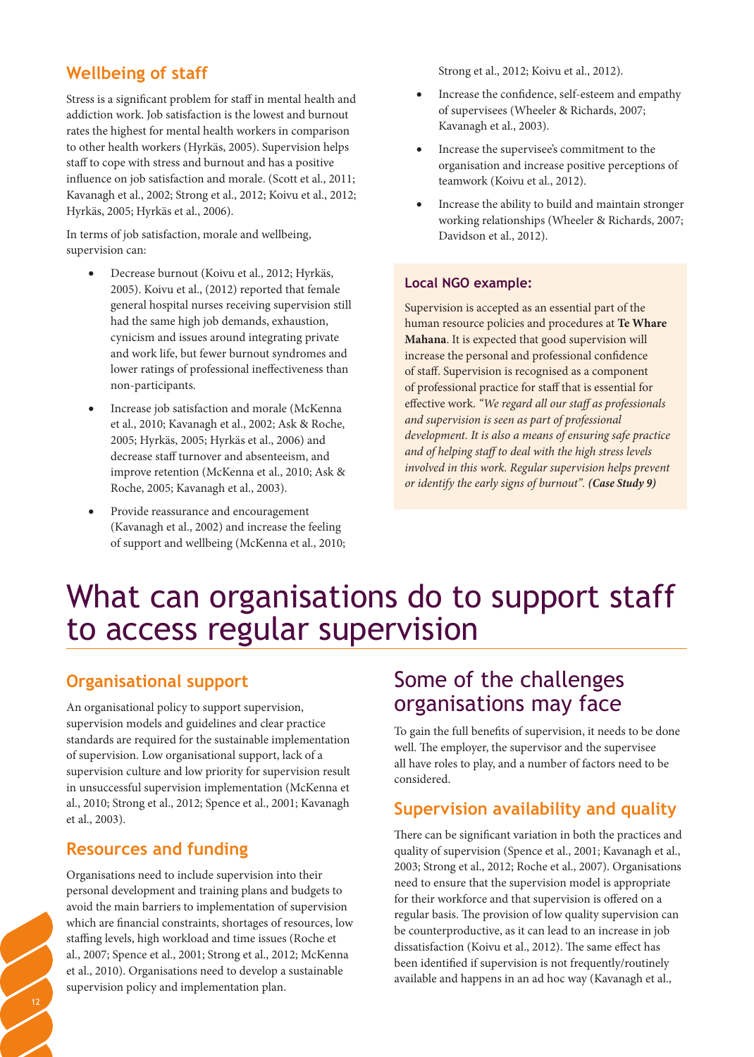## Wellbeing of staff

Stress is a significant problem for staff in mental health and addiction work. Job satisfaction is the lowest and burnout rates the highest for mental health workers in comparison to other health workers (Hyrkäs, 2005). Supervision helps staff to cope with stress and burnout and has a positive influence on job satisfaction and morale. (Scott et al., 2011; Kavanagh et al., 2002; Strong et al., 2012; Koivu et al., 2012; Hyrkäs, 2005; Hyrkäs et al., 2006).

In terms of job satisfaction, morale and wellbeing, supervision can:

- Decrease burnout (Koivu et al., 2012; Hyrkäs, 2005). Koivu et al., (2012) reported that female general hospital nurses receiving supervision still had the same high job demands, exhaustion, cynicism and issues around integrating private and work life, but fewer burnout syndromes and lower ratings of professional ineffectiveness than non-participants.
- Increase job satisfaction and morale (McKenna et al., 2010; Kavanagh et al., 2002; Ask & Roche, 2005; Hyrkäs, 2005; Hyrkäs et al., 2006) and decrease staff turnover and absenteeism, and improve retention (McKenna et al., 2010; Ask & Roche, 2005; Kavanagh et al., 2003).
- Provide reassurance and encouragement (Kavanagh et al., 2002) and increase the feeling of support and wellbeing (McKenna et al., 2010; Strong et al., 2012; Koivu et al., 2012).
- Increase the confidence, self-esteem and empathy of supervisees (Wheeler & Richards, 2007; Kavanagh et al., 2003).
- Increase the supervisee's commitment to the organisation and increase positive perceptions of teamwork (Koivu et al., 2012).
- Increase the ability to build and maintain stronger working relationships (Wheeler & Richards, 2007; Davidson et al., 2012).

### Local NGO example:

Supervision is accepted as an essential part of the human resource policies and procedures at **Te Whare Mahana**. It is expected that good supervision will increase the personal and professional confidence of staff. Supervision is recognised as a component of professional practice for staff that is essential for effective work. *"We regard all our staff as professionals and supervision is seen as part of professional development. It is also a means of ensuring safe practice and of helping staff to deal with the high stress levels involved in this work. Regular supervision helps prevent or identify the early signs of burnout".* ***(Case Study 9)***

# What can organisations do to support staff to access regular supervision

## Organisational support

An organisational policy to support supervision, supervision models and guidelines and clear practice standards are required for the sustainable implementation of supervision. Low organisational support, lack of a supervision culture and low priority for supervision result in unsuccessful supervision implementation (McKenna et al., 2010; Strong et al., 2012; Spence et al., 2001; Kavanagh et al., 2003).

## Resources and funding

Organisations need to include supervision into their personal development and training plans and budgets to avoid the main barriers to implementation of supervision which are financial constraints, shortages of resources, low staffing levels, high workload and time issues (Roche et al., 2007; Spence et al., 2001; Strong et al., 2012; McKenna et al., 2010). Organisations need to develop a sustainable supervision policy and implementation plan.

## Some of the challenges organisations may face

To gain the full benefits of supervision, it needs to be done well. The employer, the supervisor and the supervisee all have roles to play, and a number of factors need to be considered.

## Supervision availability and quality

There can be significant variation in both the practices and quality of supervision (Spence et al., 2001; Kavanagh et al., 2003; Strong et al., 2012; Roche et al., 2007). Organisations need to ensure that the supervision model is appropriate for their workforce and that supervision is offered on a regular basis. The provision of low quality supervision can be counterproductive, as it can lead to an increase in job dissatisfaction (Koivu et al., 2012). The same effect has been identified if supervision is not frequently/routinely available and happens in an ad hoc way (Kavanagh et al.,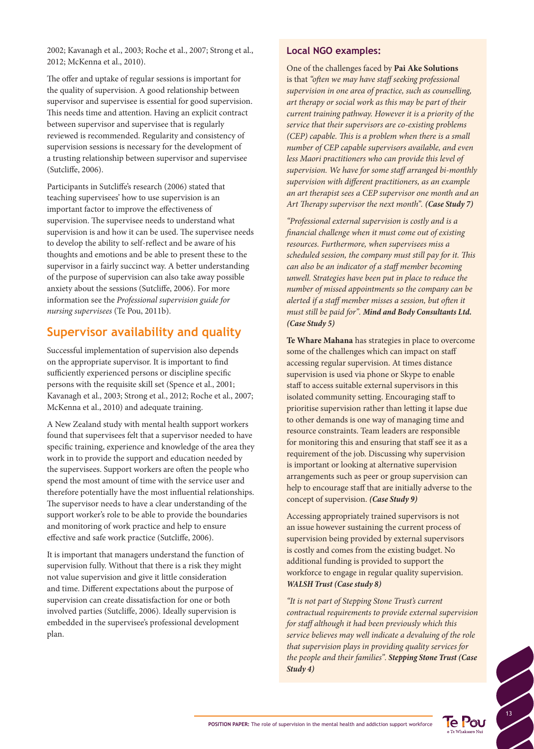2002; Kavanagh et al., 2003; Roche et al., 2007; Strong et al., 2012; McKenna et al., 2010).

The offer and uptake of regular sessions is important for the quality of supervision. A good relationship between supervisor and supervisee is essential for good supervision. This needs time and attention. Having an explicit contract between supervisor and supervisee that is regularly reviewed is recommended. Regularity and consistency of supervision sessions is necessary for the development of a trusting relationship between supervisor and supervisee (Sutcliffe, 2006).

Participants in Sutcliffe's research (2006) stated that teaching supervisees' how to use supervision is an important factor to improve the effectiveness of supervision. The supervisee needs to understand what supervision is and how it can be used. The supervisee needs to develop the ability to self-reflect and be aware of his thoughts and emotions and be able to present these to the supervisor in a fairly succinct way. A better understanding of the purpose of supervision can also take away possible anxiety about the sessions (Sutcliffe, 2006). For more information see the *Professional supervision guide for nursing supervisees* (Te Pou, 2011b).

## Supervisor availability and quality

Successful implementation of supervision also depends on the appropriate supervisor. It is important to find sufficiently experienced persons or discipline specific persons with the requisite skill set (Spence et al., 2001; Kavanagh et al., 2003; Strong et al., 2012; Roche et al., 2007; McKenna et al., 2010) and adequate training.

A New Zealand study with mental health support workers found that supervisees felt that a supervisor needed to have specific training, experience and knowledge of the area they work in to provide the support and education needed by the supervisees. Support workers are often the people who spend the most amount of time with the service user and therefore potentially have the most influential relationships. The supervisor needs to have a clear understanding of the support worker's role to be able to provide the boundaries and monitoring of work practice and help to ensure effective and safe work practice (Sutcliffe, 2006).

It is important that managers understand the function of supervision fully. Without that there is a risk they might not value supervision and give it little consideration and time. Different expectations about the purpose of supervision can create dissatisfaction for one or both involved parties (Sutcliffe, 2006). Ideally supervision is embedded in the supervisee's professional development plan.

### Local NGO examples:

One of the challenges faced by **Pai Ake Solutions** is that *"often we may have staff seeking professional supervision in one area of practice, such as counselling, art therapy or social work as this may be part of their current training pathway. However it is a priority of the service that their supervisors are co-existing problems (CEP) capable. This is a problem when there is a small number of CEP capable supervisors available, and even less Maori practitioners who can provide this level of supervision. We have for some staff arranged bi-monthly supervision with different practitioners, as an example an art therapist sees a CEP supervisor one month and an Art Therapy supervisor the next month".* ***(Case Study 7)***

*"Professional external supervision is costly and is a financial challenge when it must come out of existing resources. Furthermore, when supervisees miss a scheduled session, the company must still pay for it. This can also be an indicator of a staff member becoming unwell. Strategies have been put in place to reduce the number of missed appointments so the company can be alerted if a staff member misses a session, but often it must still be paid for".* ***Mind and Body Consultants Ltd. (Case Study 5)***

**Te Whare Mahana** has strategies in place to overcome some of the challenges which can impact on staff accessing regular supervision. At times distance supervision is used via phone or Skype to enable staff to access suitable external supervisors in this isolated community setting. Encouraging staff to prioritise supervision rather than letting it lapse due to other demands is one way of managing time and resource constraints. Team leaders are responsible for monitoring this and ensuring that staff see it as a requirement of the job. Discussing why supervision is important or looking at alternative supervision arrangements such as peer or group supervision can help to encourage staff that are initially adverse to the concept of supervision. ***(Case Study 9)***

Accessing appropriately trained supervisors is not an issue however sustaining the current process of supervision being provided by external supervisors is costly and comes from the existing budget. No additional funding is provided to support the workforce to engage in regular quality supervision. ***WALSH Trust (Case study 8)***

*"It is not part of Stepping Stone Trust's current contractual requirements to provide external supervision for staff although it had been previously which this service believes may well indicate a devaluing of the role that supervision plays in providing quality services for the people and their families".* ***Stepping Stone Trust (Case Study 4)***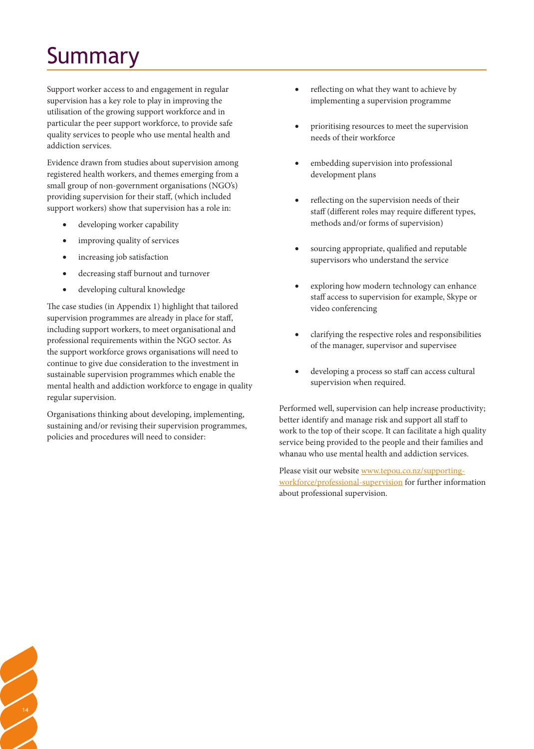# Summary

Support worker access to and engagement in regular supervision has a key role to play in improving the utilisation of the growing support workforce and in particular the peer support workforce, to provide safe quality services to people who use mental health and addiction services.

Evidence drawn from studies about supervision among registered health workers, and themes emerging from a small group of non-government organisations (NGO's) providing supervision for their staff, (which included support workers) show that supervision has a role in:

- developing worker capability
- improving quality of services
- increasing job satisfaction
- decreasing staff burnout and turnover
- developing cultural knowledge

The case studies (in Appendix 1) highlight that tailored supervision programmes are already in place for staff, including support workers, to meet organisational and professional requirements within the NGO sector. As the support workforce grows organisations will need to continue to give due consideration to the investment in sustainable supervision programmes which enable the mental health and addiction workforce to engage in quality regular supervision.

Organisations thinking about developing, implementing, sustaining and/or revising their supervision programmes, policies and procedures will need to consider:

- reflecting on what they want to achieve by implementing a supervision programme
- prioritising resources to meet the supervision needs of their workforce
- embedding supervision into professional development plans
- reflecting on the supervision needs of their staff (different roles may require different types, methods and/or forms of supervision)
- sourcing appropriate, qualified and reputable supervisors who understand the service
- exploring how modern technology can enhance staff access to supervision for example, Skype or video conferencing
- clarifying the respective roles and responsibilities of the manager, supervisor and supervisee
- developing a process so staff can access cultural supervision when required.

Performed well, supervision can help increase productivity; better identify and manage risk and support all staff to work to the top of their scope. It can facilitate a high quality service being provided to the people and their families and whanau who use mental health and addiction services.

Please visit our website [www.tepou.co.nz/supporting-workforce/professional-supervision](www.tepou.co.nz/supporting-workforce/professional-supervision) for further information about professional supervision.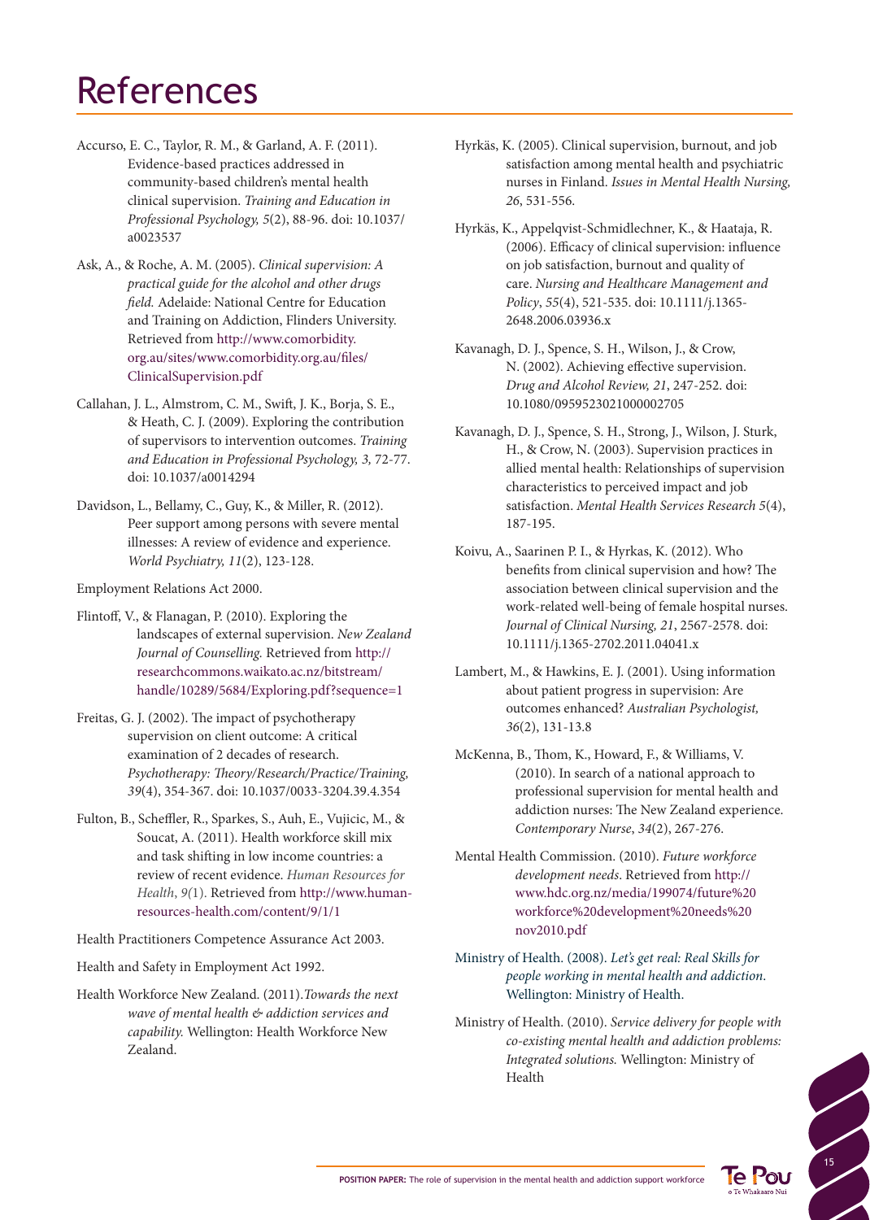# References

Accurso, E. C., Taylor, R. M., & Garland, A. F. (2011). Evidence-based practices addressed in community-based children's mental health clinical supervision. *Training and Education in Professional Psychology, 5*(2), 88-96. doi: 10.1037/a0023537

Ask, A., & Roche, A. M. (2005). *Clinical supervision: A practical guide for the alcohol and other drugs field.* Adelaide: National Centre for Education and Training on Addiction, Flinders University. Retrieved from http://www.comorbidity.org.au/sites/www.comorbidity.org.au/files/ClinicalSupervision.pdf

Callahan, J. L., Almstrom, C. M., Swift, J. K., Borja, S. E., & Heath, C. J. (2009). Exploring the contribution of supervisors to intervention outcomes. *Training and Education in Professional Psychology, 3,* 72-77. doi: 10.1037/a0014294

Davidson, L., Bellamy, C., Guy, K., & Miller, R. (2012). Peer support among persons with severe mental illnesses: A review of evidence and experience. *World Psychiatry, 11*(2), 123-128.

Employment Relations Act 2000.

Flintoff, V., & Flanagan, P. (2010). Exploring the landscapes of external supervision. *New Zealand Journal of Counselling.* Retrieved from http://researchcommons.waikato.ac.nz/bitstream/handle/10289/5684/Exploring.pdf?sequence=1

Freitas, G. J. (2002). The impact of psychotherapy supervision on client outcome: A critical examination of 2 decades of research. *Psychotherapy: Theory/Research/Practice/Training, 39*(4), 354-367. doi: 10.1037/0033-3204.39.4.354

Fulton, B., Scheffler, R., Sparkes, S., Auh, E., Vujicic, M., & Soucat, A. (2011). Health workforce skill mix and task shifting in low income countries: a review of recent evidence. *Human Resources for Health*, *9*(1). Retrieved from http://www.human-resources-health.com/content/9/1/1

Health Practitioners Competence Assurance Act 2003.

Health and Safety in Employment Act 1992.

Health Workforce New Zealand. (2011).*Towards the next wave of mental health & addiction services and capability.* Wellington: Health Workforce New Zealand.

Hyrkäs, K. (2005). Clinical supervision, burnout, and job satisfaction among mental health and psychiatric nurses in Finland. *Issues in Mental Health Nursing, 26*, 531-556.

Hyrkäs, K., Appelqvist-Schmidlechner, K., & Haataja, R. (2006). Efficacy of clinical supervision: influence on job satisfaction, burnout and quality of care. *Nursing and Healthcare Management and Policy*, *55*(4), 521-535. doi: 10.1111/j.1365-2648.2006.03936.x

Kavanagh, D. J., Spence, S. H., Wilson, J., & Crow, N. (2002). Achieving effective supervision. *Drug and Alcohol Review, 21*, 247-252. doi: 10.1080/0959523021000002705

Kavanagh, D. J., Spence, S. H., Strong, J., Wilson, J. Sturk, H., & Crow, N. (2003). Supervision practices in allied mental health: Relationships of supervision characteristics to perceived impact and job satisfaction. *Mental Health Services Research 5*(4), 187-195.

Koivu, A., Saarinen P. I., & Hyrkas, K. (2012). Who benefits from clinical supervision and how? The association between clinical supervision and the work-related well-being of female hospital nurses. *Journal of Clinical Nursing, 21*, 2567-2578. doi: 10.1111/j.1365-2702.2011.04041.x

Lambert, M., & Hawkins, E. J. (2001). Using information about patient progress in supervision: Are outcomes enhanced? *Australian Psychologist, 36*(2), 131-13.8

McKenna, B., Thom, K., Howard, F., & Williams, V. (2010). In search of a national approach to professional supervision for mental health and addiction nurses: The New Zealand experience. *Contemporary Nurse*, *34*(2), 267-276.

Mental Health Commission. (2010). *Future workforce development needs*. Retrieved from http://www.hdc.org.nz/media/199074/future%20workforce%20development%20needs%20nov2010.pdf

Ministry of Health. (2008). *Let's get real: Real Skills for people working in mental health and addiction.* Wellington: Ministry of Health.

Ministry of Health. (2010). *Service delivery for people with co-existing mental health and addiction problems: Integrated solutions.* Wellington: Ministry of Health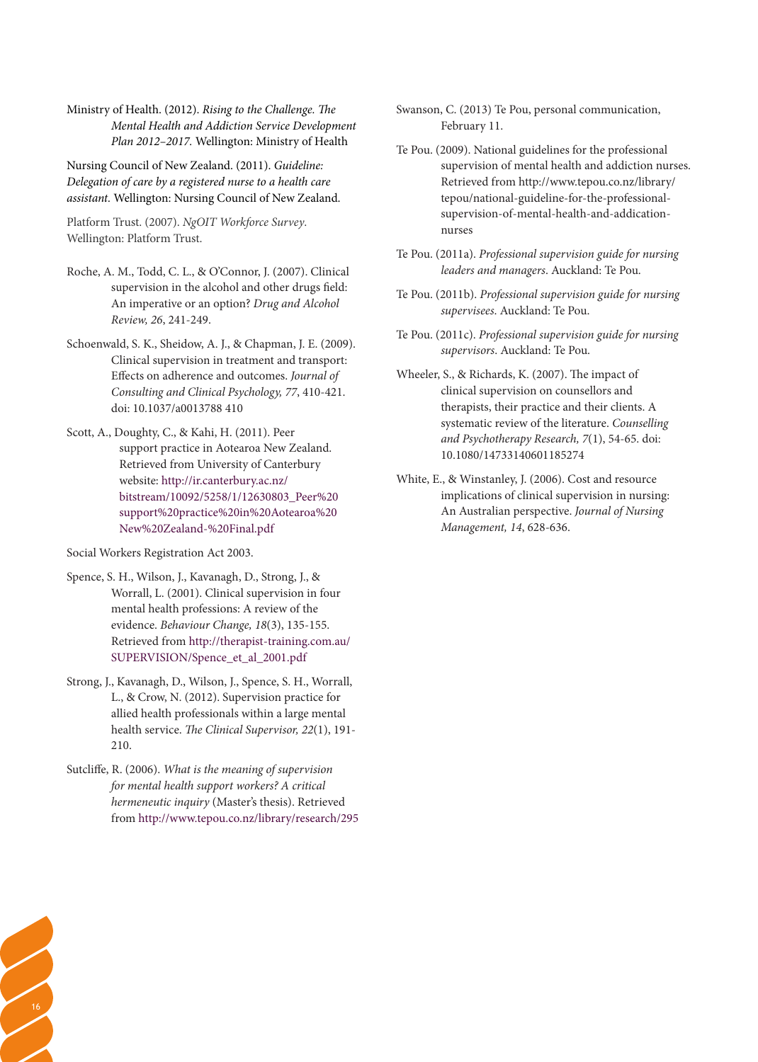Ministry of Health. (2012). *Rising to the Challenge. The Mental Health and Addiction Service Development Plan 2012–2017.* Wellington: Ministry of Health

Nursing Council of New Zealand. (2011). *Guideline: Delegation of care by a registered nurse to a health care assistant.* Wellington: Nursing Council of New Zealand.

Platform Trust. (2007). *NgOIT Workforce Survey.* Wellington: Platform Trust.

Roche, A. M., Todd, C. L., & O'Connor, J. (2007). Clinical supervision in the alcohol and other drugs field: An imperative or an option? *Drug and Alcohol Review, 26*, 241-249.

Schoenwald, S. K., Sheidow, A. J., & Chapman, J. E. (2009). Clinical supervision in treatment and transport: Effects on adherence and outcomes. *Journal of Consulting and Clinical Psychology, 77*, 410-421. doi: 10.1037/a0013788 410

Scott, A., Doughty, C., & Kahi, H. (2011). Peer support practice in Aotearoa New Zealand. Retrieved from University of Canterbury website: http://ir.canterbury.ac.nz/bitstream/10092/5258/1/12630803_Peer%20support%20practice%20in%20Aotearoa%20New%20Zealand-%20Final.pdf

Social Workers Registration Act 2003.

Spence, S. H., Wilson, J., Kavanagh, D., Strong, J., & Worrall, L. (2001). Clinical supervision in four mental health professions: A review of the evidence. *Behaviour Change, 18*(3), 135-155. Retrieved from http://therapist-training.com.au/SUPERVISION/Spence_et_al_2001.pdf

Strong, J., Kavanagh, D., Wilson, J., Spence, S. H., Worrall, L., & Crow, N. (2012). Supervision practice for allied health professionals within a large mental health service. *The Clinical Supervisor, 22*(1), 191-210.

Sutcliffe, R. (2006). *What is the meaning of supervision for mental health support workers? A critical hermeneutic inquiry* (Master's thesis). Retrieved from http://www.tepou.co.nz/library/research/295

Swanson, C. (2013) Te Pou, personal communication, February 11.

Te Pou. (2009). National guidelines for the professional supervision of mental health and addiction nurses. Retrieved from http://www.tepou.co.nz/library/tepou/national-guideline-for-the-professional-supervision-of-mental-health-and-addication-nurses

Te Pou. (2011a). *Professional supervision guide for nursing leaders and managers*. Auckland: Te Pou.

Te Pou. (2011b). *Professional supervision guide for nursing supervisees*. Auckland: Te Pou.

Te Pou. (2011c). *Professional supervision guide for nursing supervisors*. Auckland: Te Pou.

Wheeler, S., & Richards, K. (2007). The impact of clinical supervision on counsellors and therapists, their practice and their clients. A systematic review of the literature. *Counselling and Psychotherapy Research, 7*(1), 54-65. doi: 10.1080/14733140601185274

White, E., & Winstanley, J. (2006). Cost and resource implications of clinical supervision in nursing: An Australian perspective. *Journal of Nursing Management, 14*, 628-636.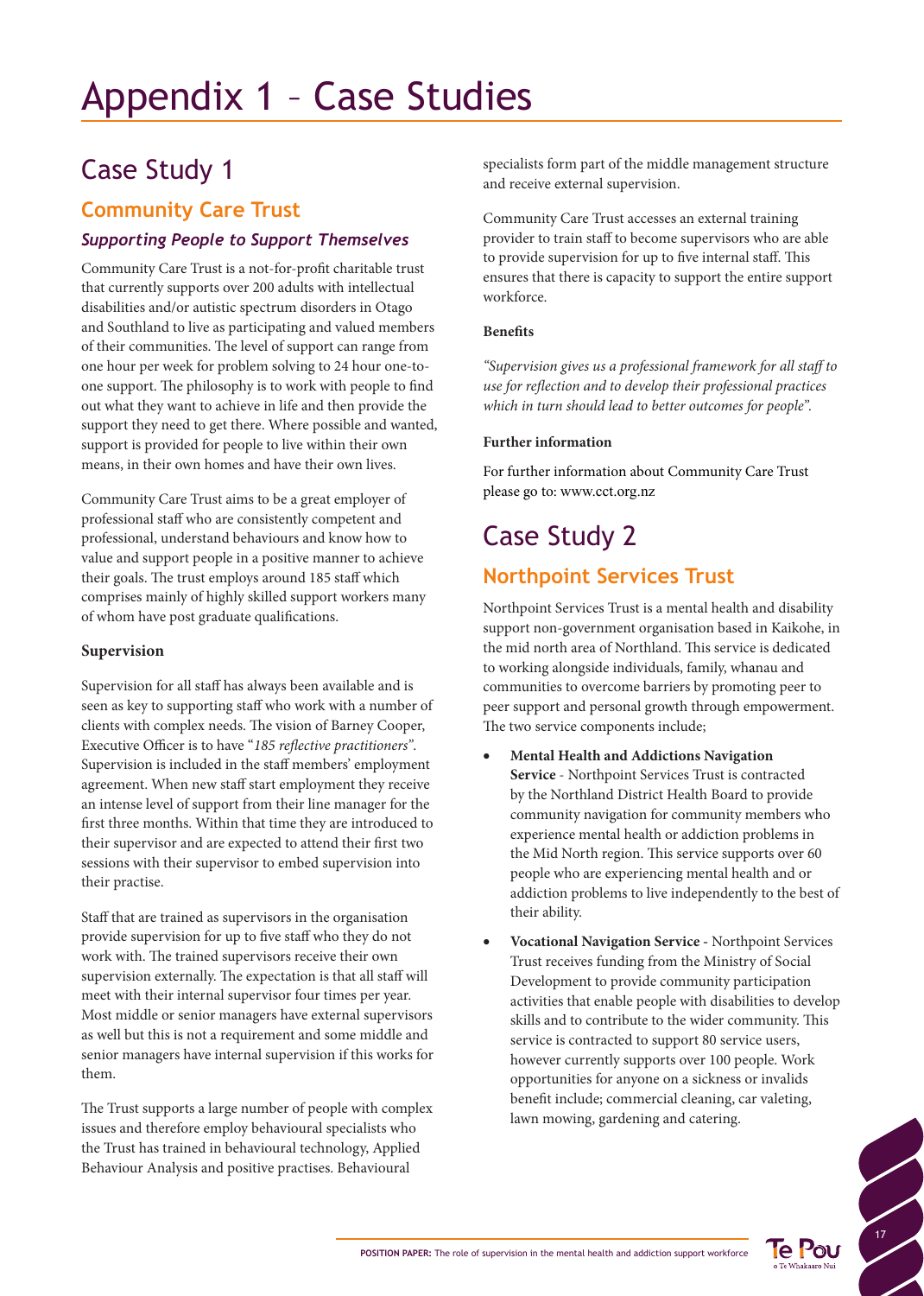# Appendix 1 – Case Studies

## Case Study 1

### Community Care Trust

#### *Supporting People to Support Themselves*

Community Care Trust is a not-for-profit charitable trust that currently supports over 200 adults with intellectual disabilities and/or autistic spectrum disorders in Otago and Southland to live as participating and valued members of their communities. The level of support can range from one hour per week for problem solving to 24 hour one-to-one support. The philosophy is to work with people to find out what they want to achieve in life and then provide the support they need to get there. Where possible and wanted, support is provided for people to live within their own means, in their own homes and have their own lives.

Community Care Trust aims to be a great employer of professional staff who are consistently competent and professional, understand behaviours and know how to value and support people in a positive manner to achieve their goals. The trust employs around 185 staff which comprises mainly of highly skilled support workers many of whom have post graduate qualifications.

**Supervision**

Supervision for all staff has always been available and is seen as key to supporting staff who work with a number of clients with complex needs. The vision of Barney Cooper, Executive Officer is to have "*185 reflective practitioners*". Supervision is included in the staff members' employment agreement. When new staff start employment they receive an intense level of support from their line manager for the first three months. Within that time they are introduced to their supervisor and are expected to attend their first two sessions with their supervisor to embed supervision into their practise.

Staff that are trained as supervisors in the organisation provide supervision for up to five staff who they do not work with. The trained supervisors receive their own supervision externally. The expectation is that all staff will meet with their internal supervisor four times per year. Most middle or senior managers have external supervisors as well but this is not a requirement and some middle and senior managers have internal supervision if this works for them.

The Trust supports a large number of people with complex issues and therefore employ behavioural specialists who the Trust has trained in behavioural technology, Applied Behaviour Analysis and positive practises. Behavioural specialists form part of the middle management structure and receive external supervision.

Community Care Trust accesses an external training provider to train staff to become supervisors who are able to provide supervision for up to five internal staff. This ensures that there is capacity to support the entire support workforce.

**Benefits**

*"Supervision gives us a professional framework for all staff to use for reflection and to develop their professional practices which in turn should lead to better outcomes for people".*

**Further information**

For further information about Community Care Trust please go to: www.cct.org.nz

## Case Study 2

### Northpoint Services Trust

Northpoint Services Trust is a mental health and disability support non-government organisation based in Kaikohe, in the mid north area of Northland. This service is dedicated to working alongside individuals, family, whanau and communities to overcome barriers by promoting peer to peer support and personal growth through empowerment. The two service components include;

- **Mental Health and Addictions Navigation Service** - Northpoint Services Trust is contracted by the Northland District Health Board to provide community navigation for community members who experience mental health or addiction problems in the Mid North region. This service supports over 60 people who are experiencing mental health and or addiction problems to live independently to the best of their ability.
- **Vocational Navigation Service** - Northpoint Services Trust receives funding from the Ministry of Social Development to provide community participation activities that enable people with disabilities to develop skills and to contribute to the wider community. This service is contracted to support 80 service users, however currently supports over 100 people. Work opportunities for anyone on a sickness or invalids benefit include; commercial cleaning, car valeting, lawn mowing, gardening and catering.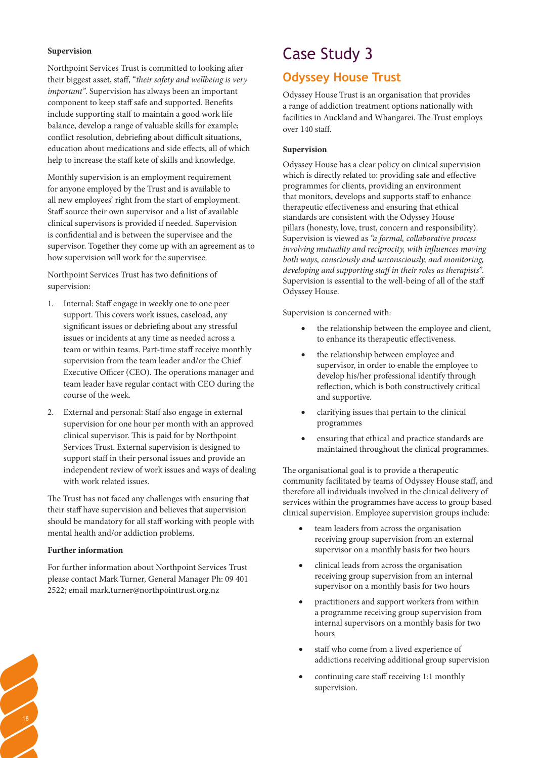### Supervision

Northpoint Services Trust is committed to looking after their biggest asset, staff, "*their safety and wellbeing is very important"*. Supervision has always been an important component to keep staff safe and supported. Benefits include supporting staff to maintain a good work life balance, develop a range of valuable skills for example; conflict resolution, debriefing about difficult situations, education about medications and side effects, all of which help to increase the staff kete of skills and knowledge.

Monthly supervision is an employment requirement for anyone employed by the Trust and is available to all new employees' right from the start of employment. Staff source their own supervisor and a list of available clinical supervisors is provided if needed. Supervision is confidential and is between the supervisee and the supervisor. Together they come up with an agreement as to how supervision will work for the supervisee.

Northpoint Services Trust has two definitions of supervision:

1. Internal: Staff engage in weekly one to one peer support. This covers work issues, caseload, any significant issues or debriefing about any stressful issues or incidents at any time as needed across a team or within teams. Part-time staff receive monthly supervision from the team leader and/or the Chief Executive Officer (CEO). The operations manager and team leader have regular contact with CEO during the course of the week.
2. External and personal: Staff also engage in external supervision for one hour per month with an approved clinical supervisor. This is paid for by Northpoint Services Trust. External supervision is designed to support staff in their personal issues and provide an independent review of work issues and ways of dealing with work related issues.

The Trust has not faced any challenges with ensuring that their staff have supervision and believes that supervision should be mandatory for all staff working with people with mental health and/or addiction problems.

### Further information

For further information about Northpoint Services Trust please contact Mark Turner, General Manager Ph: 09 401 2522; email mark.turner@northpointtrust.org.nz

# Case Study 3

## Odyssey House Trust

Odyssey House Trust is an organisation that provides a range of addiction treatment options nationally with facilities in Auckland and Whangarei. The Trust employs over 140 staff.

### Supervision

Odyssey House has a clear policy on clinical supervision which is directly related to: providing safe and effective programmes for clients, providing an environment that monitors, develops and supports staff to enhance therapeutic effectiveness and ensuring that ethical standards are consistent with the Odyssey House pillars (honesty, love, trust, concern and responsibility). Supervision is viewed as *"a formal, collaborative process involving mutuality and reciprocity, with influences moving both ways, consciously and unconsciously, and monitoring, developing and supporting staff in their roles as therapists"*. Supervision is essential to the well-being of all of the staff Odyssey House.

Supervision is concerned with:

- the relationship between the employee and client, to enhance its therapeutic effectiveness.
- the relationship between employee and supervisor, in order to enable the employee to develop his/her professional identify through reflection, which is both constructively critical and supportive.
- clarifying issues that pertain to the clinical programmes
- ensuring that ethical and practice standards are maintained throughout the clinical programmes.

The organisational goal is to provide a therapeutic community facilitated by teams of Odyssey House staff, and therefore all individuals involved in the clinical delivery of services within the programmes have access to group based clinical supervision. Employee supervision groups include:

- team leaders from across the organisation receiving group supervision from an external supervisor on a monthly basis for two hours
- clinical leads from across the organisation receiving group supervision from an internal supervisor on a monthly basis for two hours
- practitioners and support workers from within a programme receiving group supervision from internal supervisors on a monthly basis for two hours
- staff who come from a lived experience of addictions receiving additional group supervision
- continuing care staff receiving 1:1 monthly supervision.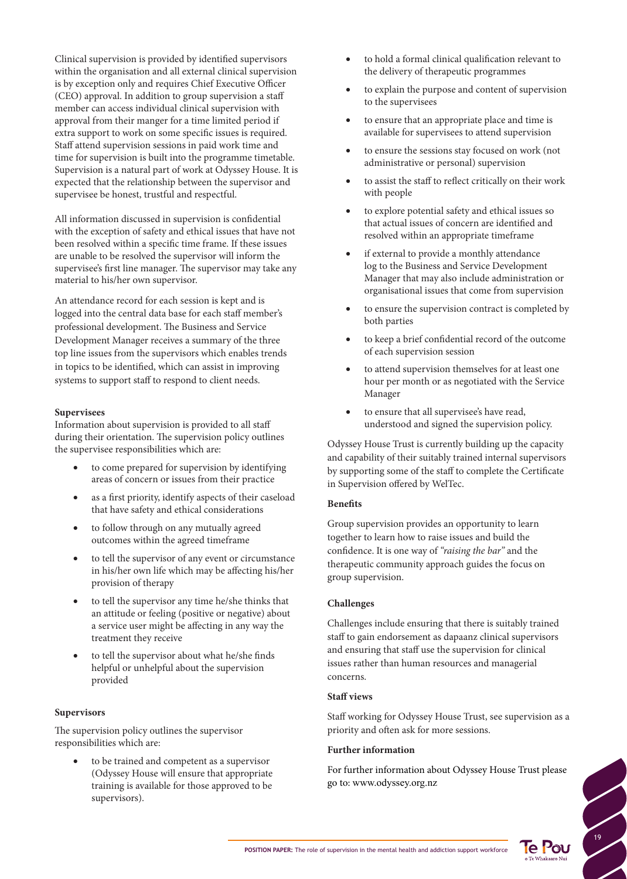Clinical supervision is provided by identified supervisors within the organisation and all external clinical supervision is by exception only and requires Chief Executive Officer (CEO) approval. In addition to group supervision a staff member can access individual clinical supervision with approval from their manger for a time limited period if extra support to work on some specific issues is required. Staff attend supervision sessions in paid work time and time for supervision is built into the programme timetable. Supervision is a natural part of work at Odyssey House. It is expected that the relationship between the supervisor and supervisee be honest, trustful and respectful.

All information discussed in supervision is confidential with the exception of safety and ethical issues that have not been resolved within a specific time frame. If these issues are unable to be resolved the supervisor will inform the supervisee's first line manager. The supervisor may take any material to his/her own supervisor.

An attendance record for each session is kept and is logged into the central data base for each staff member's professional development. The Business and Service Development Manager receives a summary of the three top line issues from the supervisors which enables trends in topics to be identified, which can assist in improving systems to support staff to respond to client needs.

**Supervisees**

Information about supervision is provided to all staff during their orientation. The supervision policy outlines the supervisee responsibilities which are:

- to come prepared for supervision by identifying areas of concern or issues from their practice
- as a first priority, identify aspects of their caseload that have safety and ethical considerations
- to follow through on any mutually agreed outcomes within the agreed timeframe
- to tell the supervisor of any event or circumstance in his/her own life which may be affecting his/her provision of therapy
- to tell the supervisor any time he/she thinks that an attitude or feeling (positive or negative) about a service user might be affecting in any way the treatment they receive
- to tell the supervisor about what he/she finds helpful or unhelpful about the supervision provided

**Supervisors**

The supervision policy outlines the supervisor responsibilities which are:

- to be trained and competent as a supervisor (Odyssey House will ensure that appropriate training is available for those approved to be supervisors).
- to hold a formal clinical qualification relevant to the delivery of therapeutic programmes
- to explain the purpose and content of supervision to the supervisees
- to ensure that an appropriate place and time is available for supervisees to attend supervision
- to ensure the sessions stay focused on work (not administrative or personal) supervision
- to assist the staff to reflect critically on their work with people
- to explore potential safety and ethical issues so that actual issues of concern are identified and resolved within an appropriate timeframe
- if external to provide a monthly attendance log to the Business and Service Development Manager that may also include administration or organisational issues that come from supervision
- to ensure the supervision contract is completed by both parties
- to keep a brief confidential record of the outcome of each supervision session
- to attend supervision themselves for at least one hour per month or as negotiated with the Service Manager
- to ensure that all supervisee's have read, understood and signed the supervision policy.

Odyssey House Trust is currently building up the capacity and capability of their suitably trained internal supervisors by supporting some of the staff to complete the Certificate in Supervision offered by WelTec.

**Benefits**

Group supervision provides an opportunity to learn together to learn how to raise issues and build the confidence. It is one way of *"raising the bar"* and the therapeutic community approach guides the focus on group supervision.

**Challenges**

Challenges include ensuring that there is suitably trained staff to gain endorsement as dapaanz clinical supervisors and ensuring that staff use the supervision for clinical issues rather than human resources and managerial concerns.

**Staff views**

Staff working for Odyssey House Trust, see supervision as a priority and often ask for more sessions.

**Further information**

For further information about Odyssey House Trust please go to: www.odyssey.org.nz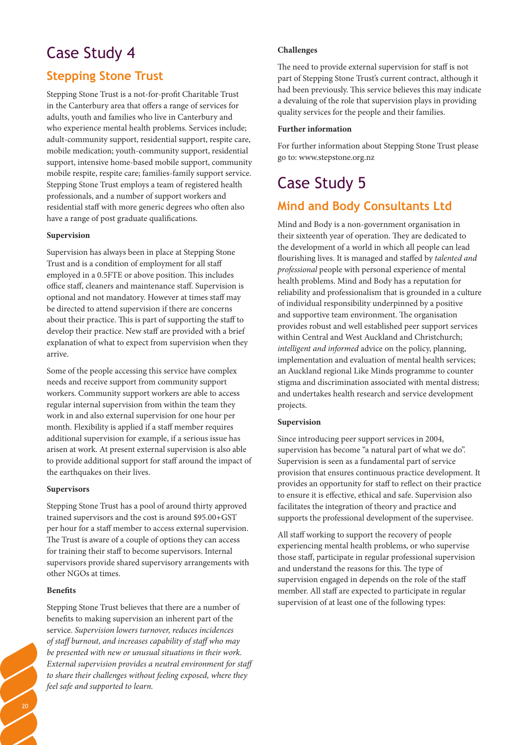# Case Study 4

## Stepping Stone Trust

Stepping Stone Trust is a not-for-profit Charitable Trust in the Canterbury area that offers a range of services for adults, youth and families who live in Canterbury and who experience mental health problems. Services include; adult-community support, residential support, respite care, mobile medication; youth-community support, residential support, intensive home-based mobile support, community mobile respite, respite care; families-family support service. Stepping Stone Trust employs a team of registered health professionals, and a number of support workers and residential staff with more generic degrees who often also have a range of post graduate qualifications.

**Supervision**

Supervision has always been in place at Stepping Stone Trust and is a condition of employment for all staff employed in a 0.5FTE or above position. This includes office staff, cleaners and maintenance staff. Supervision is optional and not mandatory. However at times staff may be directed to attend supervision if there are concerns about their practice. This is part of supporting the staff to develop their practice. New staff are provided with a brief explanation of what to expect from supervision when they arrive.

Some of the people accessing this service have complex needs and receive support from community support workers. Community support workers are able to access regular internal supervision from within the team they work in and also external supervision for one hour per month. Flexibility is applied if a staff member requires additional supervision for example, if a serious issue has arisen at work. At present external supervision is also able to provide additional support for staff around the impact of the earthquakes on their lives.

**Supervisors**

Stepping Stone Trust has a pool of around thirty approved trained supervisors and the cost is around $95.00+GST per hour for a staff member to access external supervision. The Trust is aware of a couple of options they can access for training their staff to become supervisors. Internal supervisors provide shared supervisory arrangements with other NGOs at times.

**Benefits**

Stepping Stone Trust believes that there are a number of benefits to making supervision an inherent part of the service. *Supervision lowers turnover, reduces incidences of staff burnout, and increases capability of staff who may be presented with new or unusual situations in their work. External supervision provides a neutral environment for staff to share their challenges without feeling exposed, where they feel safe and supported to learn.*

**Challenges**

The need to provide external supervision for staff is not part of Stepping Stone Trust's current contract, although it had been previously. This service believes this may indicate a devaluing of the role that supervision plays in providing quality services for the people and their families.

**Further information**

For further information about Stepping Stone Trust please go to: www.stepstone.org.nz

# Case Study 5

## Mind and Body Consultants Ltd

Mind and Body is a non-government organisation in their sixteenth year of operation. They are dedicated to the development of a world in which all people can lead flourishing lives. It is managed and staffed by *talented and professional* people with personal experience of mental health problems. Mind and Body has a reputation for reliability and professionalism that is grounded in a culture of individual responsibility underpinned by a positive and supportive team environment. The organisation provides robust and well established peer support services within Central and West Auckland and Christchurch; *intelligent and informed* advice on the policy, planning, implementation and evaluation of mental health services; an Auckland regional Like Minds programme to counter stigma and discrimination associated with mental distress; and undertakes health research and service development projects.

**Supervision**

Since introducing peer support services in 2004, supervision has become "a natural part of what we do". Supervision is seen as a fundamental part of service provision that ensures continuous practice development. It provides an opportunity for staff to reflect on their practice to ensure it is effective, ethical and safe. Supervision also facilitates the integration of theory and practice and supports the professional development of the supervisee.

All staff working to support the recovery of people experiencing mental health problems, or who supervise those staff, participate in regular professional supervision and understand the reasons for this. The type of supervision engaged in depends on the role of the staff member. All staff are expected to participate in regular supervision of at least one of the following types: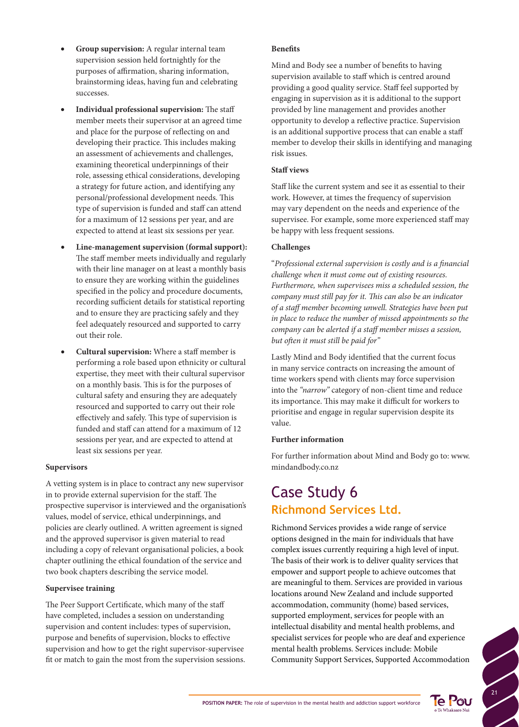- **Group supervision:** A regular internal team supervision session held fortnightly for the purposes of affirmation, sharing information, brainstorming ideas, having fun and celebrating successes.
- **Individual professional supervision:** The staff member meets their supervisor at an agreed time and place for the purpose of reflecting on and developing their practice. This includes making an assessment of achievements and challenges, examining theoretical underpinnings of their role, assessing ethical considerations, developing a strategy for future action, and identifying any personal/professional development needs. This type of supervision is funded and staff can attend for a maximum of 12 sessions per year, and are expected to attend at least six sessions per year.
- **Line-management supervision (formal support):** The staff member meets individually and regularly with their line manager on at least a monthly basis to ensure they are working within the guidelines specified in the policy and procedure documents, recording sufficient details for statistical reporting and to ensure they are practicing safely and they feel adequately resourced and supported to carry out their role.
- **Cultural supervision:** Where a staff member is performing a role based upon ethnicity or cultural expertise, they meet with their cultural supervisor on a monthly basis. This is for the purposes of cultural safety and ensuring they are adequately resourced and supported to carry out their role effectively and safely. This type of supervision is funded and staff can attend for a maximum of 12 sessions per year, and are expected to attend at least six sessions per year.

### Supervisors

A vetting system is in place to contract any new supervisor in to provide external supervision for the staff. The prospective supervisor is interviewed and the organisation's values, model of service, ethical underpinnings, and policies are clearly outlined. A written agreement is signed and the approved supervisor is given material to read including a copy of relevant organisational policies, a book chapter outlining the ethical foundation of the service and two book chapters describing the service model.

### Supervisee training

The Peer Support Certificate, which many of the staff have completed, includes a session on understanding supervision and content includes: types of supervision, purpose and benefits of supervision, blocks to effective supervision and how to get the right supervisor-supervisee fit or match to gain the most from the supervision sessions.

### Benefits

Mind and Body see a number of benefits to having supervision available to staff which is centred around providing a good quality service. Staff feel supported by engaging in supervision as it is additional to the support provided by line management and provides another opportunity to develop a reflective practice. Supervision is an additional supportive process that can enable a staff member to develop their skills in identifying and managing risk issues.

### Staff views

Staff like the current system and see it as essential to their work. However, at times the frequency of supervision may vary dependent on the needs and experience of the supervisee. For example, some more experienced staff may be happy with less frequent sessions.

### Challenges

"*Professional external supervision is costly and is a financial challenge when it must come out of existing resources. Furthermore, when supervisees miss a scheduled session, the company must still pay for it. This can also be an indicator of a staff member becoming unwell. Strategies have been put in place to reduce the number of missed appointments so the company can be alerted if a staff member misses a session, but often it must still be paid for"*

Lastly Mind and Body identified that the current focus in many service contracts on increasing the amount of time workers spend with clients may force supervision into the *"narrow"* category of non-client time and reduce its importance. This may make it difficult for workers to prioritise and engage in regular supervision despite its value.

### Further information

For further information about Mind and Body go to: www.mindandbody.co.nz

## Case Study 6
### Richmond Services Ltd.

Richmond Services provides a wide range of service options designed in the main for individuals that have complex issues currently requiring a high level of input. The basis of their work is to deliver quality services that empower and support people to achieve outcomes that are meaningful to them. Services are provided in various locations around New Zealand and include supported accommodation, community (home) based services, supported employment, services for people with an intellectual disability and mental health problems, and specialist services for people who are deaf and experience mental health problems. Services include: Mobile Community Support Services, Supported Accommodation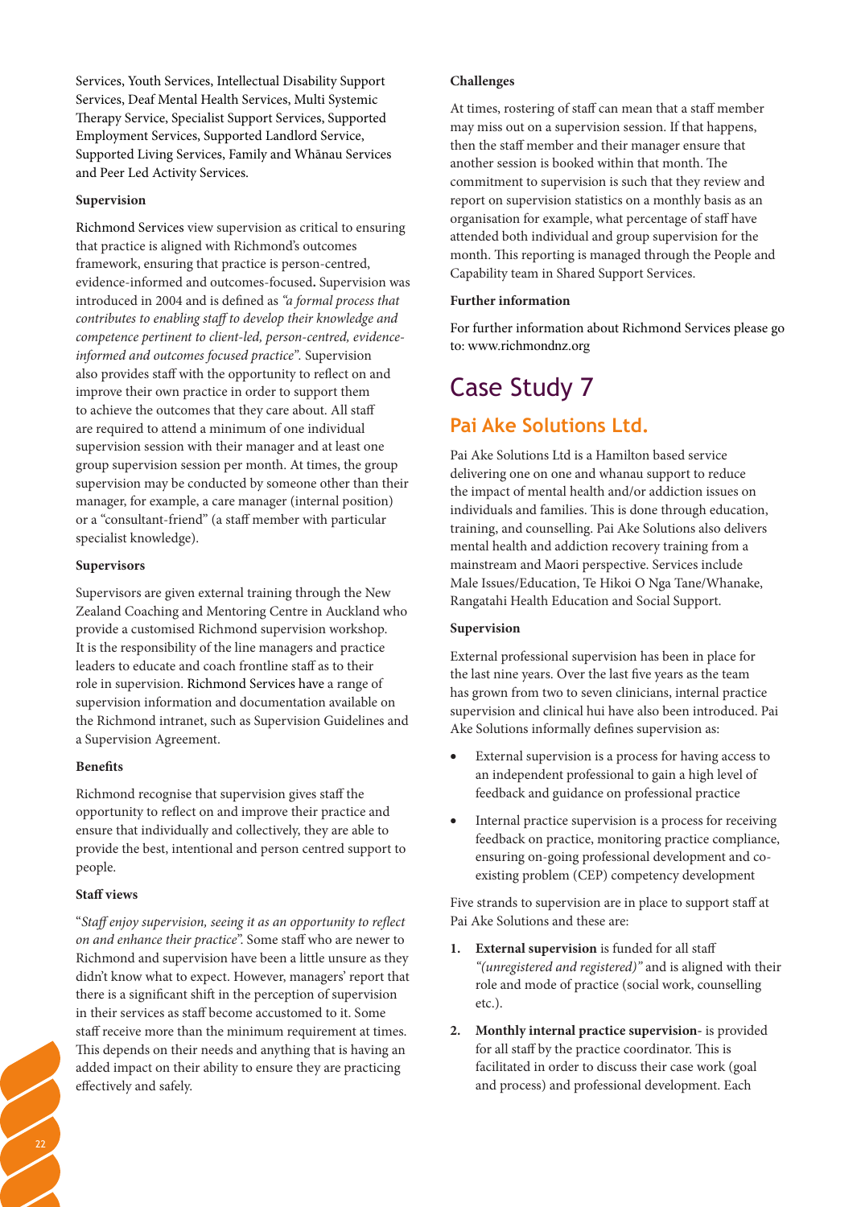Services, Youth Services, Intellectual Disability Support Services, Deaf Mental Health Services, Multi Systemic Therapy Service, Specialist Support Services, Supported Employment Services, Supported Landlord Service, Supported Living Services, Family and Whānau Services and Peer Led Activity Services.

#### Supervision

Richmond Services view supervision as critical to ensuring that practice is aligned with Richmond's outcomes framework, ensuring that practice is person-centred, evidence-informed and outcomes-focused**.** Supervision was introduced in 2004 and is defined as *"a formal process that contributes to enabling staff to develop their knowledge and competence pertinent to client-led, person-centred, evidence-informed and outcomes focused practice".* Supervision also provides staff with the opportunity to reflect on and improve their own practice in order to support them to achieve the outcomes that they care about. All staff are required to attend a minimum of one individual supervision session with their manager and at least one group supervision session per month. At times, the group supervision may be conducted by someone other than their manager, for example, a care manager (internal position) or a "consultant-friend" (a staff member with particular specialist knowledge).

#### Supervisors

Supervisors are given external training through the New Zealand Coaching and Mentoring Centre in Auckland who provide a customised Richmond supervision workshop. It is the responsibility of the line managers and practice leaders to educate and coach frontline staff as to their role in supervision. Richmond Services have a range of supervision information and documentation available on the Richmond intranet, such as Supervision Guidelines and a Supervision Agreement.

#### Benefits

Richmond recognise that supervision gives staff the opportunity to reflect on and improve their practice and ensure that individually and collectively, they are able to provide the best, intentional and person centred support to people.

#### Staff views

"*Staff enjoy supervision, seeing it as an opportunity to reflect on and enhance their practice*". Some staff who are newer to Richmond and supervision have been a little unsure as they didn't know what to expect. However, managers' report that there is a significant shift in the perception of supervision in their services as staff become accustomed to it. Some staff receive more than the minimum requirement at times. This depends on their needs and anything that is having an added impact on their ability to ensure they are practicing effectively and safely.

#### Challenges

At times, rostering of staff can mean that a staff member may miss out on a supervision session. If that happens, then the staff member and their manager ensure that another session is booked within that month. The commitment to supervision is such that they review and report on supervision statistics on a monthly basis as an organisation for example, what percentage of staff have attended both individual and group supervision for the month. This reporting is managed through the People and Capability team in Shared Support Services.

#### Further information

For further information about Richmond Services please go to: www.richmondnz.org

# Case Study 7

## Pai Ake Solutions Ltd.

Pai Ake Solutions Ltd is a Hamilton based service delivering one on one and whanau support to reduce the impact of mental health and/or addiction issues on individuals and families. This is done through education, training, and counselling. Pai Ake Solutions also delivers mental health and addiction recovery training from a mainstream and Maori perspective. Services include Male Issues/Education, Te Hikoi O Nga Tane/Whanake, Rangatahi Health Education and Social Support.

#### Supervision

External professional supervision has been in place for the last nine years. Over the last five years as the team has grown from two to seven clinicians, internal practice supervision and clinical hui have also been introduced. Pai Ake Solutions informally defines supervision as:

- External supervision is a process for having access to an independent professional to gain a high level of feedback and guidance on professional practice
- Internal practice supervision is a process for receiving feedback on practice, monitoring practice compliance, ensuring on-going professional development and co-existing problem (CEP) competency development

Five strands to supervision are in place to support staff at Pai Ake Solutions and these are:

1. **External supervision** is funded for all staff *"(unregistered and registered)"* and is aligned with their role and mode of practice (social work, counselling etc.).
2. **Monthly internal practice supervision**- is provided for all staff by the practice coordinator. This is facilitated in order to discuss their case work (goal and process) and professional development. Each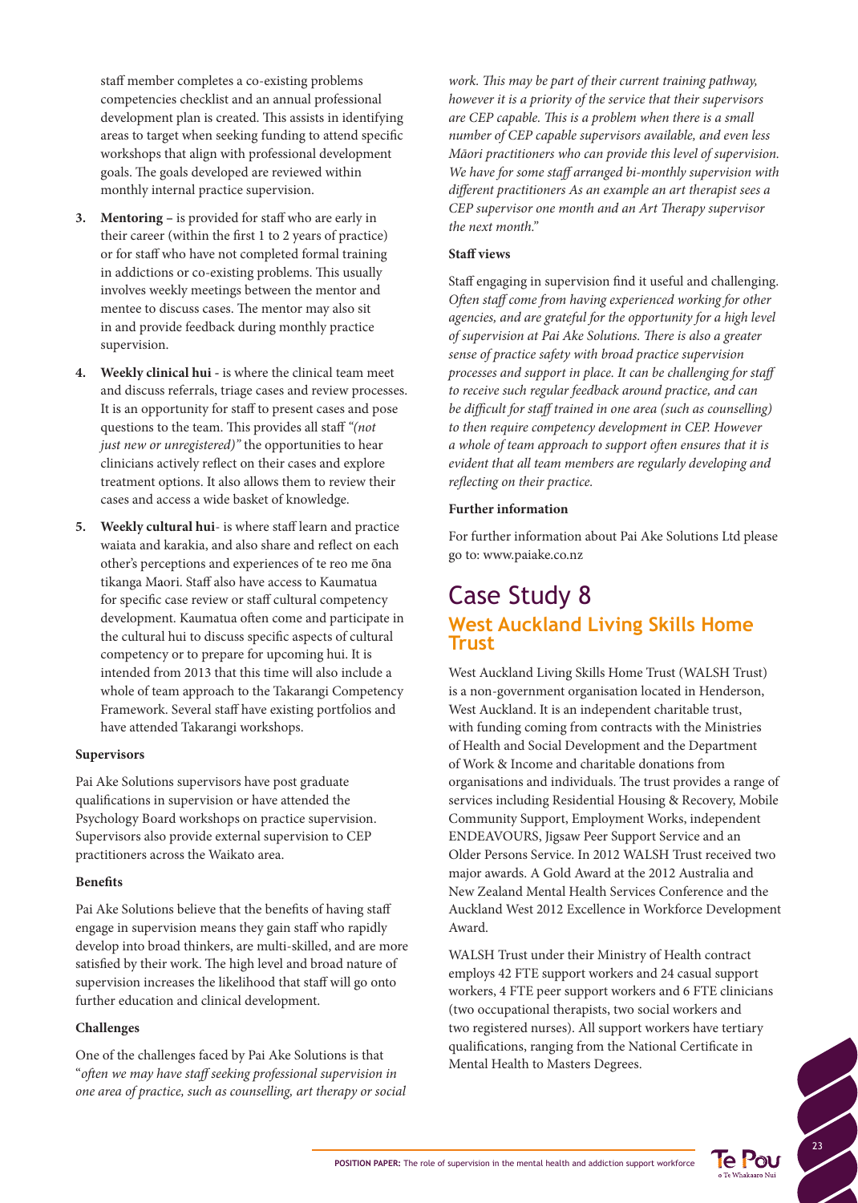staff member completes a co-existing problems competencies checklist and an annual professional development plan is created. This assists in identifying areas to target when seeking funding to attend specific workshops that align with professional development goals. The goals developed are reviewed within monthly internal practice supervision.

3. **Mentoring –** is provided for staff who are early in their career (within the first 1 to 2 years of practice) or for staff who have not completed formal training in addictions or co-existing problems. This usually involves weekly meetings between the mentor and mentee to discuss cases. The mentor may also sit in and provide feedback during monthly practice supervision.

4. **Weekly clinical hui** - is where the clinical team meet and discuss referrals, triage cases and review processes. It is an opportunity for staff to present cases and pose questions to the team. This provides all staff *"(not just new or unregistered)"* the opportunities to hear clinicians actively reflect on their cases and explore treatment options. It also allows them to review their cases and access a wide basket of knowledge.

5. **Weekly cultural hui**- is where staff learn and practice waiata and karakia, and also share and reflect on each other's perceptions and experiences of te reo me ōna tikanga Maori. Staff also have access to Kaumatua for specific case review or staff cultural competency development. Kaumatua often come and participate in the cultural hui to discuss specific aspects of cultural competency or to prepare for upcoming hui. It is intended from 2013 that this time will also include a whole of team approach to the Takarangi Competency Framework. Several staff have existing portfolios and have attended Takarangi workshops.

**Supervisors**

Pai Ake Solutions supervisors have post graduate qualifications in supervision or have attended the Psychology Board workshops on practice supervision. Supervisors also provide external supervision to CEP practitioners across the Waikato area.

**Benefits**

Pai Ake Solutions believe that the benefits of having staff engage in supervision means they gain staff who rapidly develop into broad thinkers, are multi-skilled, and are more satisfied by their work. The high level and broad nature of supervision increases the likelihood that staff will go onto further education and clinical development.

**Challenges**

One of the challenges faced by Pai Ake Solutions is that "*often we may have staff seeking professional supervision in one area of practice, such as counselling, art therapy or social work. This may be part of their current training pathway, however it is a priority of the service that their supervisors are CEP capable. This is a problem when there is a small number of CEP capable supervisors available, and even less Māori practitioners who can provide this level of supervision. We have for some staff arranged bi-monthly supervision with different practitioners As an example an art therapist sees a CEP supervisor one month and an Art Therapy supervisor the next month.*"

**Staff views**

Staff engaging in supervision find it useful and challenging. *Often staff come from having experienced working for other agencies, and are grateful for the opportunity for a high level of supervision at Pai Ake Solutions. There is also a greater sense of practice safety with broad practice supervision processes and support in place. It can be challenging for staff to receive such regular feedback around practice, and can be difficult for staff trained in one area (such as counselling) to then require competency development in CEP. However a whole of team approach to support often ensures that it is evident that all team members are regularly developing and reflecting on their practice.*

**Further information**

For further information about Pai Ake Solutions Ltd please go to: www.paiake.co.nz

# Case Study 8

## West Auckland Living Skills Home Trust

West Auckland Living Skills Home Trust (WALSH Trust) is a non-government organisation located in Henderson, West Auckland. It is an independent charitable trust, with funding coming from contracts with the Ministries of Health and Social Development and the Department of Work & Income and charitable donations from organisations and individuals. The trust provides a range of services including Residential Housing & Recovery, Mobile Community Support, Employment Works, independent ENDEAVOURS, Jigsaw Peer Support Service and an Older Persons Service. In 2012 WALSH Trust received two major awards. A Gold Award at the 2012 Australia and New Zealand Mental Health Services Conference and the Auckland West 2012 Excellence in Workforce Development Award.

WALSH Trust under their Ministry of Health contract employs 42 FTE support workers and 24 casual support workers, 4 FTE peer support workers and 6 FTE clinicians (two occupational therapists, two social workers and two registered nurses). All support workers have tertiary qualifications, ranging from the National Certificate in Mental Health to Masters Degrees.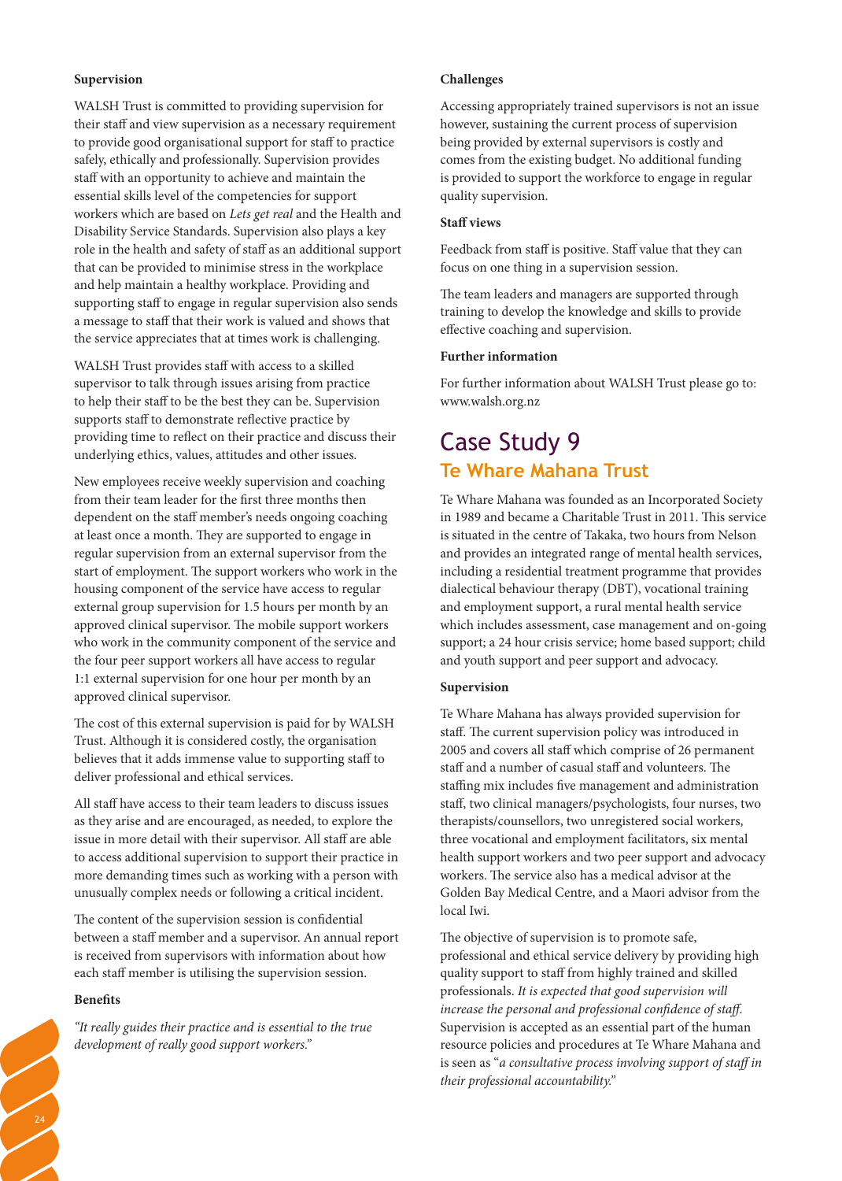### Supervision

WALSH Trust is committed to providing supervision for their staff and view supervision as a necessary requirement to provide good organisational support for staff to practice safely, ethically and professionally. Supervision provides staff with an opportunity to achieve and maintain the essential skills level of the competencies for support workers which are based on *Lets get real* and the Health and Disability Service Standards. Supervision also plays a key role in the health and safety of staff as an additional support that can be provided to minimise stress in the workplace and help maintain a healthy workplace. Providing and supporting staff to engage in regular supervision also sends a message to staff that their work is valued and shows that the service appreciates that at times work is challenging.

WALSH Trust provides staff with access to a skilled supervisor to talk through issues arising from practice to help their staff to be the best they can be. Supervision supports staff to demonstrate reflective practice by providing time to reflect on their practice and discuss their underlying ethics, values, attitudes and other issues.

New employees receive weekly supervision and coaching from their team leader for the first three months then dependent on the staff member's needs ongoing coaching at least once a month. They are supported to engage in regular supervision from an external supervisor from the start of employment. The support workers who work in the housing component of the service have access to regular external group supervision for 1.5 hours per month by an approved clinical supervisor. The mobile support workers who work in the community component of the service and the four peer support workers all have access to regular 1:1 external supervision for one hour per month by an approved clinical supervisor.

The cost of this external supervision is paid for by WALSH Trust. Although it is considered costly, the organisation believes that it adds immense value to supporting staff to deliver professional and ethical services.

All staff have access to their team leaders to discuss issues as they arise and are encouraged, as needed, to explore the issue in more detail with their supervisor. All staff are able to access additional supervision to support their practice in more demanding times such as working with a person with unusually complex needs or following a critical incident.

The content of the supervision session is confidential between a staff member and a supervisor. An annual report is received from supervisors with information about how each staff member is utilising the supervision session.

### Benefits

*"It really guides their practice and is essential to the true development of really good support workers."*

### Challenges

Accessing appropriately trained supervisors is not an issue however, sustaining the current process of supervision being provided by external supervisors is costly and comes from the existing budget. No additional funding is provided to support the workforce to engage in regular quality supervision.

### Staff views

Feedback from staff is positive. Staff value that they can focus on one thing in a supervision session.

The team leaders and managers are supported through training to develop the knowledge and skills to provide effective coaching and supervision.

### Further information

For further information about WALSH Trust please go to: www.walsh.org.nz

# Case Study 9

## Te Whare Mahana Trust

Te Whare Mahana was founded as an Incorporated Society in 1989 and became a Charitable Trust in 2011. This service is situated in the centre of Takaka, two hours from Nelson and provides an integrated range of mental health services, including a residential treatment programme that provides dialectical behaviour therapy (DBT), vocational training and employment support, a rural mental health service which includes assessment, case management and on-going support; a 24 hour crisis service; home based support; child and youth support and peer support and advocacy.

### Supervision

Te Whare Mahana has always provided supervision for staff. The current supervision policy was introduced in 2005 and covers all staff which comprise of 26 permanent staff and a number of casual staff and volunteers. The staffing mix includes five management and administration staff, two clinical managers/psychologists, four nurses, two therapists/counsellors, two unregistered social workers, three vocational and employment facilitators, six mental health support workers and two peer support and advocacy workers. The service also has a medical advisor at the Golden Bay Medical Centre, and a Maori advisor from the local Iwi.

The objective of supervision is to promote safe, professional and ethical service delivery by providing high quality support to staff from highly trained and skilled professionals. *It is expected that good supervision will increase the personal and professional confidence of staff.* Supervision is accepted as an essential part of the human resource policies and procedures at Te Whare Mahana and is seen as "*a consultative process involving support of staff in their professional accountability.*"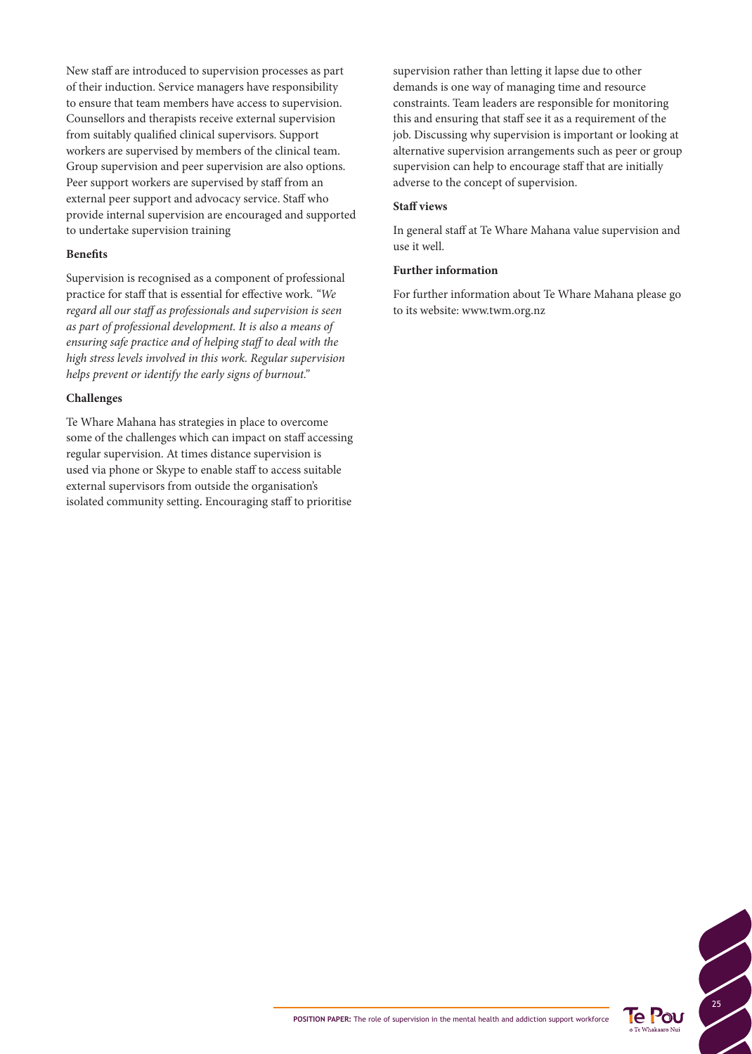New staff are introduced to supervision processes as part of their induction. Service managers have responsibility to ensure that team members have access to supervision. Counsellors and therapists receive external supervision from suitably qualified clinical supervisors. Support workers are supervised by members of the clinical team. Group supervision and peer supervision are also options. Peer support workers are supervised by staff from an external peer support and advocacy service. Staff who provide internal supervision are encouraged and supported to undertake supervision training

**Benefits**

Supervision is recognised as a component of professional practice for staff that is essential for effective work. *"We regard all our staff as professionals and supervision is seen as part of professional development. It is also a means of ensuring safe practice and of helping staff to deal with the high stress levels involved in this work. Regular supervision helps prevent or identify the early signs of burnout."*

**Challenges**

Te Whare Mahana has strategies in place to overcome some of the challenges which can impact on staff accessing regular supervision. At times distance supervision is used via phone or Skype to enable staff to access suitable external supervisors from outside the organisation's isolated community setting. Encouraging staff to prioritise supervision rather than letting it lapse due to other demands is one way of managing time and resource constraints. Team leaders are responsible for monitoring this and ensuring that staff see it as a requirement of the job. Discussing why supervision is important or looking at alternative supervision arrangements such as peer or group supervision can help to encourage staff that are initially adverse to the concept of supervision.

**Staff views**

In general staff at Te Whare Mahana value supervision and use it well.

**Further information**

For further information about Te Whare Mahana please go to its website: www.twm.org.nz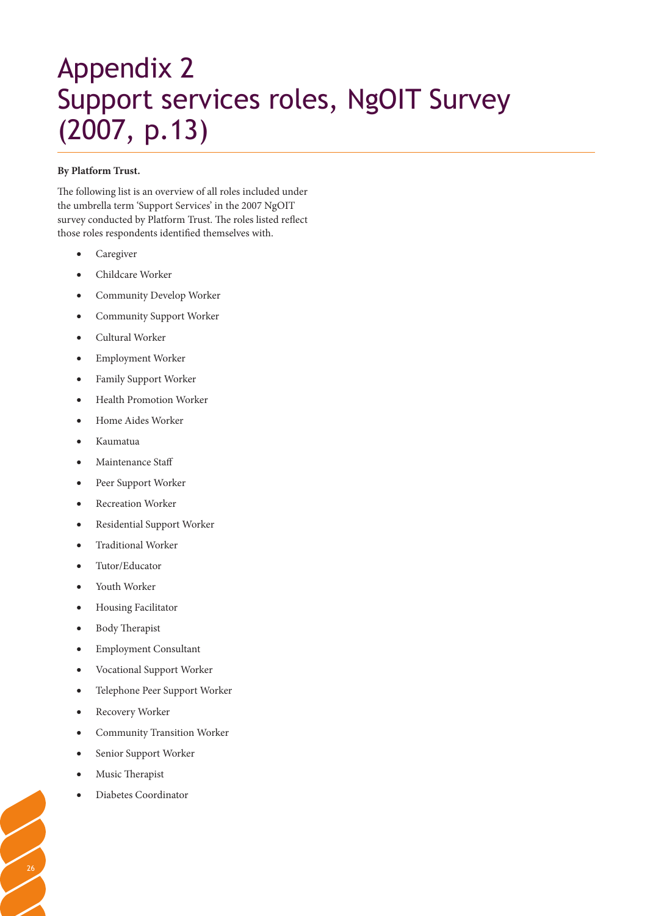# Appendix 2
# Support services roles, NgOIT Survey (2007, p.13)

**By Platform Trust.**

The following list is an overview of all roles included under the umbrella term 'Support Services' in the 2007 NgOIT survey conducted by Platform Trust. The roles listed reflect those roles respondents identified themselves with.

- Caregiver
- Childcare Worker
- Community Develop Worker
- Community Support Worker
- Cultural Worker
- Employment Worker
- Family Support Worker
- Health Promotion Worker
- Home Aides Worker
- Kaumatua
- Maintenance Staff
- Peer Support Worker
- Recreation Worker
- Residential Support Worker
- Traditional Worker
- Tutor/Educator
- Youth Worker
- Housing Facilitator
- Body Therapist
- Employment Consultant
- Vocational Support Worker
- Telephone Peer Support Worker
- Recovery Worker
- Community Transition Worker
- Senior Support Worker
- Music Therapist
- Diabetes Coordinator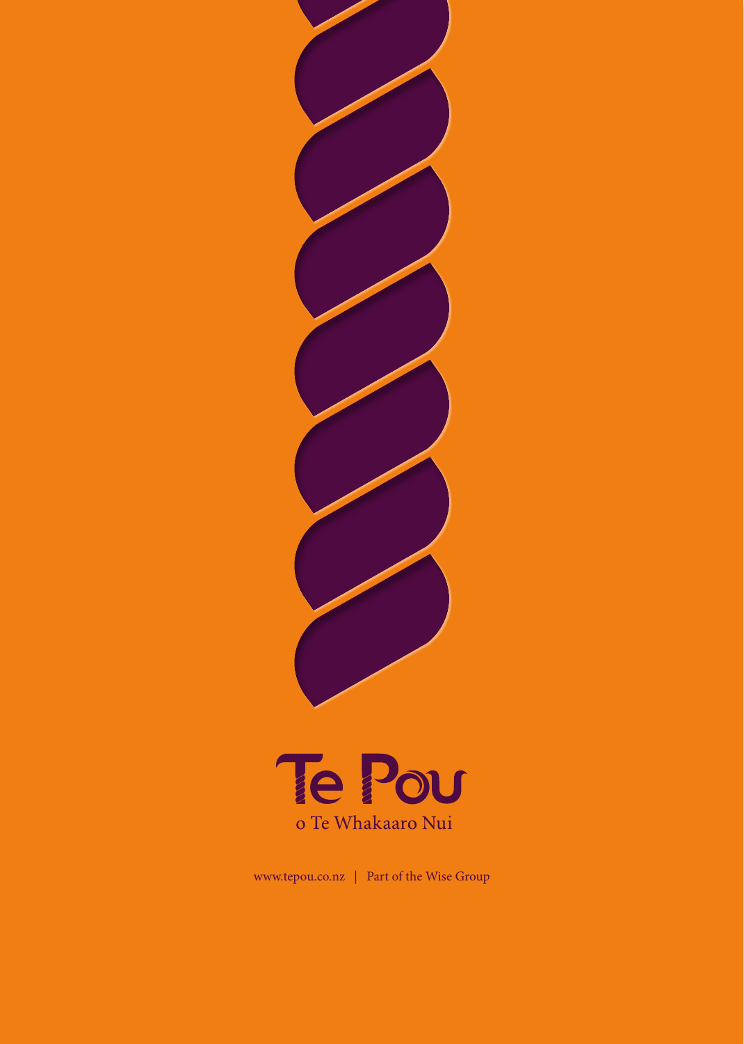Te Pou

o Te Whakaaro Nui

www.tepou.co.nz | Part of the Wise Group